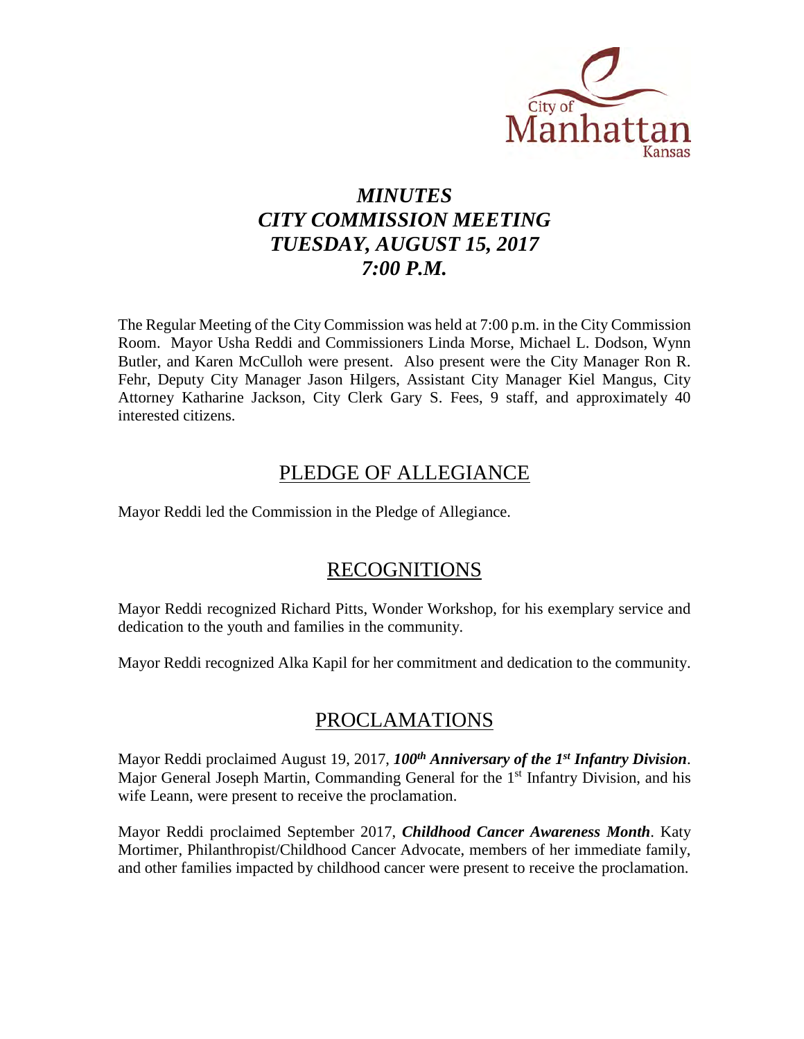City of Manhattan Kansas

# *MINUTES*
# *CITY COMMISSION MEETING*
# *TUESDAY, AUGUST 15, 2017*
# *7:00 P.M.*

The Regular Meeting of the City Commission was held at 7:00 p.m. in the City Commission Room. Mayor Usha Reddi and Commissioners Linda Morse, Michael L. Dodson, Wynn Butler, and Karen McCulloh were present. Also present were the City Manager Ron R. Fehr, Deputy City Manager Jason Hilgers, Assistant City Manager Kiel Mangus, City Attorney Katharine Jackson, City Clerk Gary S. Fees, 9 staff, and approximately 40 interested citizens.

## PLEDGE OF ALLEGIANCE

Mayor Reddi led the Commission in the Pledge of Allegiance.

## RECOGNITIONS

Mayor Reddi recognized Richard Pitts, Wonder Workshop, for his exemplary service and dedication to the youth and families in the community.

Mayor Reddi recognized Alka Kapil for her commitment and dedication to the community.

## PROCLAMATIONS

Mayor Reddi proclaimed August 19, 2017, ***100th Anniversary of the 1st Infantry Division***. Major General Joseph Martin, Commanding General for the 1st Infantry Division, and his wife Leann, were present to receive the proclamation.

Mayor Reddi proclaimed September 2017, ***Childhood Cancer Awareness Month***. Katy Mortimer, Philanthropist/Childhood Cancer Advocate, members of her immediate family, and other families impacted by childhood cancer were present to receive the proclamation.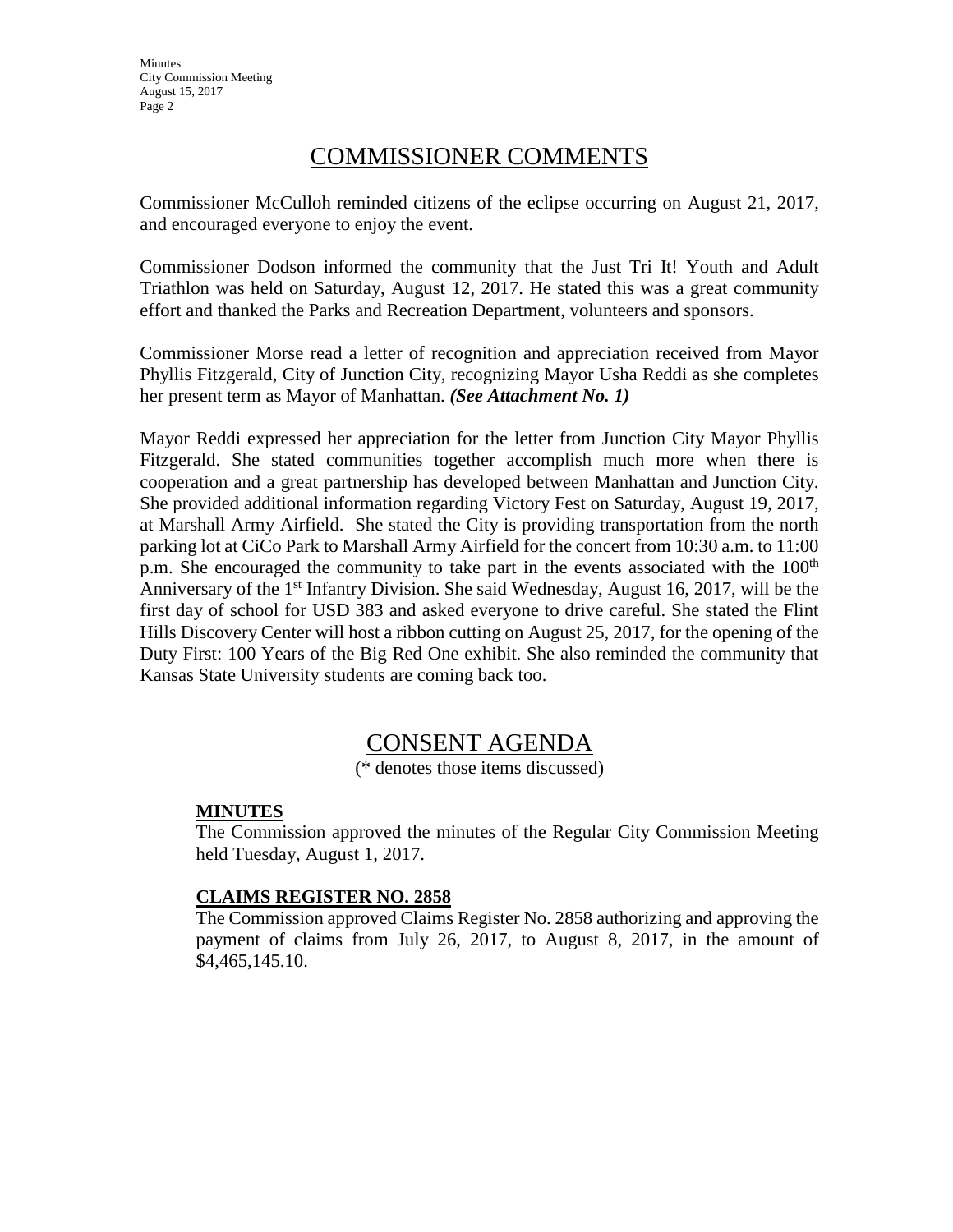## COMMISSIONER COMMENTS

Commissioner McCulloh reminded citizens of the eclipse occurring on August 21, 2017, and encouraged everyone to enjoy the event.

Commissioner Dodson informed the community that the Just Tri It! Youth and Adult Triathlon was held on Saturday, August 12, 2017. He stated this was a great community effort and thanked the Parks and Recreation Department, volunteers and sponsors.

Commissioner Morse read a letter of recognition and appreciation received from Mayor Phyllis Fitzgerald, City of Junction City, recognizing Mayor Usha Reddi as she completes her present term as Mayor of Manhattan. ***(See Attachment No. 1)***

Mayor Reddi expressed her appreciation for the letter from Junction City Mayor Phyllis Fitzgerald. She stated communities together accomplish much more when there is cooperation and a great partnership has developed between Manhattan and Junction City. She provided additional information regarding Victory Fest on Saturday, August 19, 2017, at Marshall Army Airfield. She stated the City is providing transportation from the north parking lot at CiCo Park to Marshall Army Airfield for the concert from 10:30 a.m. to 11:00 p.m. She encouraged the community to take part in the events associated with the 100th Anniversary of the 1st Infantry Division. She said Wednesday, August 16, 2017, will be the first day of school for USD 383 and asked everyone to drive careful. She stated the Flint Hills Discovery Center will host a ribbon cutting on August 25, 2017, for the opening of the Duty First: 100 Years of the Big Red One exhibit. She also reminded the community that Kansas State University students are coming back too.

## CONSENT AGENDA

(* denotes those items discussed)

**MINUTES**

The Commission approved the minutes of the Regular City Commission Meeting held Tuesday, August 1, 2017.

**CLAIMS REGISTER NO. 2858**

The Commission approved Claims Register No. 2858 authorizing and approving the payment of claims from July 26, 2017, to August 8, 2017, in the amount of $4,465,145.10.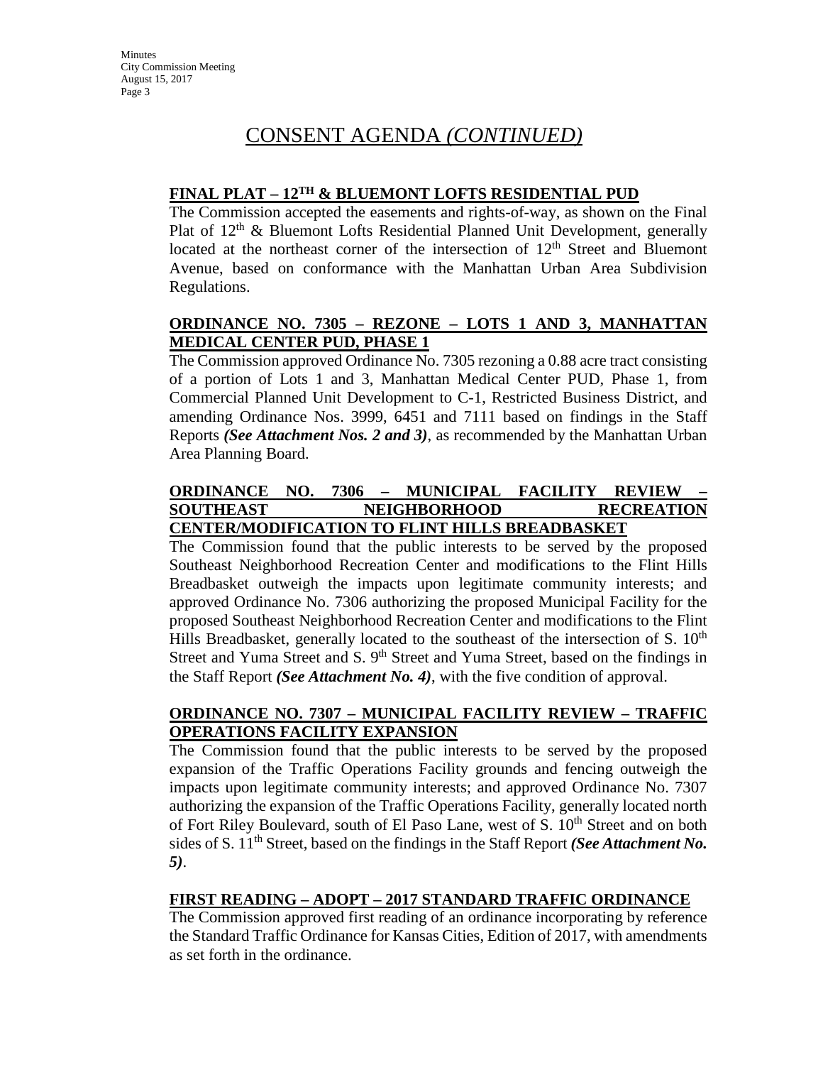# CONSENT AGENDA *(CONTINUED)*

**FINAL PLAT – 12TH & BLUEMONT LOFTS RESIDENTIAL PUD**

The Commission accepted the easements and rights-of-way, as shown on the Final Plat of 12th & Bluemont Lofts Residential Planned Unit Development, generally located at the northeast corner of the intersection of 12th Street and Bluemont Avenue, based on conformance with the Manhattan Urban Area Subdivision Regulations.

**ORDINANCE NO. 7305 – REZONE – LOTS 1 AND 3, MANHATTAN MEDICAL CENTER PUD, PHASE 1**

The Commission approved Ordinance No. 7305 rezoning a 0.88 acre tract consisting of a portion of Lots 1 and 3, Manhattan Medical Center PUD, Phase 1, from Commercial Planned Unit Development to C-1, Restricted Business District, and amending Ordinance Nos. 3999, 6451 and 7111 based on findings in the Staff Reports ***(See Attachment Nos. 2 and 3)***, as recommended by the Manhattan Urban Area Planning Board.

**ORDINANCE NO. 7306 – MUNICIPAL FACILITY REVIEW – SOUTHEAST NEIGHBORHOOD RECREATION CENTER/MODIFICATION TO FLINT HILLS BREADBASKET**

The Commission found that the public interests to be served by the proposed Southeast Neighborhood Recreation Center and modifications to the Flint Hills Breadbasket outweigh the impacts upon legitimate community interests; and approved Ordinance No. 7306 authorizing the proposed Municipal Facility for the proposed Southeast Neighborhood Recreation Center and modifications to the Flint Hills Breadbasket, generally located to the southeast of the intersection of S. 10th Street and Yuma Street and S. 9th Street and Yuma Street, based on the findings in the Staff Report ***(See Attachment No. 4)***, with the five condition of approval.

**ORDINANCE NO. 7307 – MUNICIPAL FACILITY REVIEW – TRAFFIC OPERATIONS FACILITY EXPANSION**

The Commission found that the public interests to be served by the proposed expansion of the Traffic Operations Facility grounds and fencing outweigh the impacts upon legitimate community interests; and approved Ordinance No. 7307 authorizing the expansion of the Traffic Operations Facility, generally located north of Fort Riley Boulevard, south of El Paso Lane, west of S. 10th Street and on both sides of S. 11th Street, based on the findings in the Staff Report ***(See Attachment No. 5)***.

**FIRST READING – ADOPT – 2017 STANDARD TRAFFIC ORDINANCE**

The Commission approved first reading of an ordinance incorporating by reference the Standard Traffic Ordinance for Kansas Cities, Edition of 2017, with amendments as set forth in the ordinance.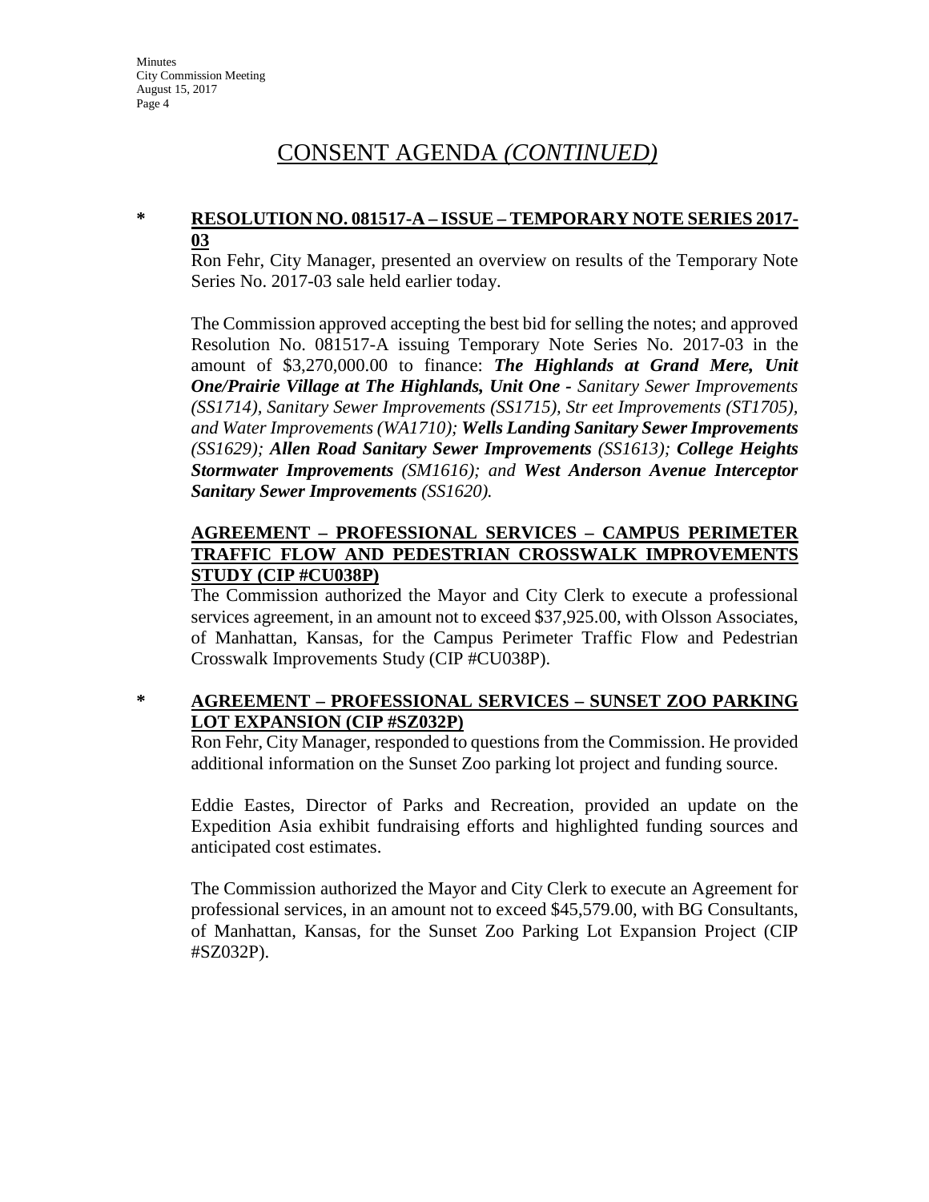# CONSENT AGENDA *(CONTINUED)*

**\* RESOLUTION NO. 081517-A – ISSUE – TEMPORARY NOTE SERIES 2017-03**

Ron Fehr, City Manager, presented an overview on results of the Temporary Note Series No. 2017-03 sale held earlier today.

The Commission approved accepting the best bid for selling the notes; and approved Resolution No. 081517-A issuing Temporary Note Series No. 2017-03 in the amount of $3,270,000.00 to finance: ***The Highlands at Grand Mere, Unit One/Prairie Village at The Highlands, Unit One*** *- Sanitary Sewer Improvements (SS1714), Sanitary Sewer Improvements (SS1715), Str eet Improvements (ST1705), and Water Improvements (WA1710);* ***Wells Landing Sanitary Sewer Improvements*** *(SS1629);* ***Allen Road Sanitary Sewer Improvements*** *(SS1613);* ***College Heights Stormwater Improvements*** *(SM1616); and* ***West Anderson Avenue Interceptor Sanitary Sewer Improvements*** *(SS1620).*

**AGREEMENT – PROFESSIONAL SERVICES – CAMPUS PERIMETER TRAFFIC FLOW AND PEDESTRIAN CROSSWALK IMPROVEMENTS STUDY (CIP #CU038P)**

The Commission authorized the Mayor and City Clerk to execute a professional services agreement, in an amount not to exceed $37,925.00, with Olsson Associates, of Manhattan, Kansas, for the Campus Perimeter Traffic Flow and Pedestrian Crosswalk Improvements Study (CIP #CU038P).

**\* AGREEMENT – PROFESSIONAL SERVICES – SUNSET ZOO PARKING LOT EXPANSION (CIP #SZ032P)**

Ron Fehr, City Manager, responded to questions from the Commission. He provided additional information on the Sunset Zoo parking lot project and funding source.

Eddie Eastes, Director of Parks and Recreation, provided an update on the Expedition Asia exhibit fundraising efforts and highlighted funding sources and anticipated cost estimates.

The Commission authorized the Mayor and City Clerk to execute an Agreement for professional services, in an amount not to exceed $45,579.00, with BG Consultants, of Manhattan, Kansas, for the Sunset Zoo Parking Lot Expansion Project (CIP #SZ032P).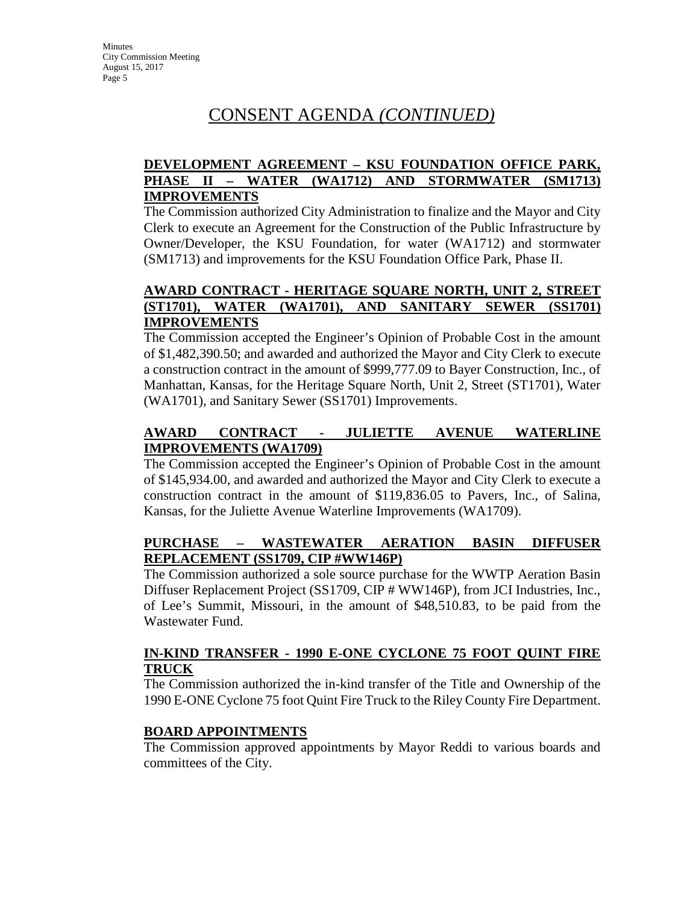# CONSENT AGENDA *(CONTINUED)*

**DEVELOPMENT AGREEMENT – KSU FOUNDATION OFFICE PARK, PHASE II – WATER (WA1712) AND STORMWATER (SM1713) IMPROVEMENTS**

The Commission authorized City Administration to finalize and the Mayor and City Clerk to execute an Agreement for the Construction of the Public Infrastructure by Owner/Developer, the KSU Foundation, for water (WA1712) and stormwater (SM1713) and improvements for the KSU Foundation Office Park, Phase II.

**AWARD CONTRACT - HERITAGE SQUARE NORTH, UNIT 2, STREET (ST1701), WATER (WA1701), AND SANITARY SEWER (SS1701) IMPROVEMENTS**

The Commission accepted the Engineer's Opinion of Probable Cost in the amount of $1,482,390.50; and awarded and authorized the Mayor and City Clerk to execute a construction contract in the amount of $999,777.09 to Bayer Construction, Inc., of Manhattan, Kansas, for the Heritage Square North, Unit 2, Street (ST1701), Water (WA1701), and Sanitary Sewer (SS1701) Improvements.

**AWARD CONTRACT - JULIETTE AVENUE WATERLINE IMPROVEMENTS (WA1709)**

The Commission accepted the Engineer's Opinion of Probable Cost in the amount of $145,934.00, and awarded and authorized the Mayor and City Clerk to execute a construction contract in the amount of $119,836.05 to Pavers, Inc., of Salina, Kansas, for the Juliette Avenue Waterline Improvements (WA1709).

**PURCHASE – WASTEWATER AERATION BASIN DIFFUSER REPLACEMENT (SS1709, CIP #WW146P)**

The Commission authorized a sole source purchase for the WWTP Aeration Basin Diffuser Replacement Project (SS1709, CIP # WW146P), from JCI Industries, Inc., of Lee's Summit, Missouri, in the amount of $48,510.83, to be paid from the Wastewater Fund.

**IN-KIND TRANSFER - 1990 E-ONE CYCLONE 75 FOOT QUINT FIRE TRUCK**

The Commission authorized the in-kind transfer of the Title and Ownership of the 1990 E-ONE Cyclone 75 foot Quint Fire Truck to the Riley County Fire Department.

**BOARD APPOINTMENTS**

The Commission approved appointments by Mayor Reddi to various boards and committees of the City.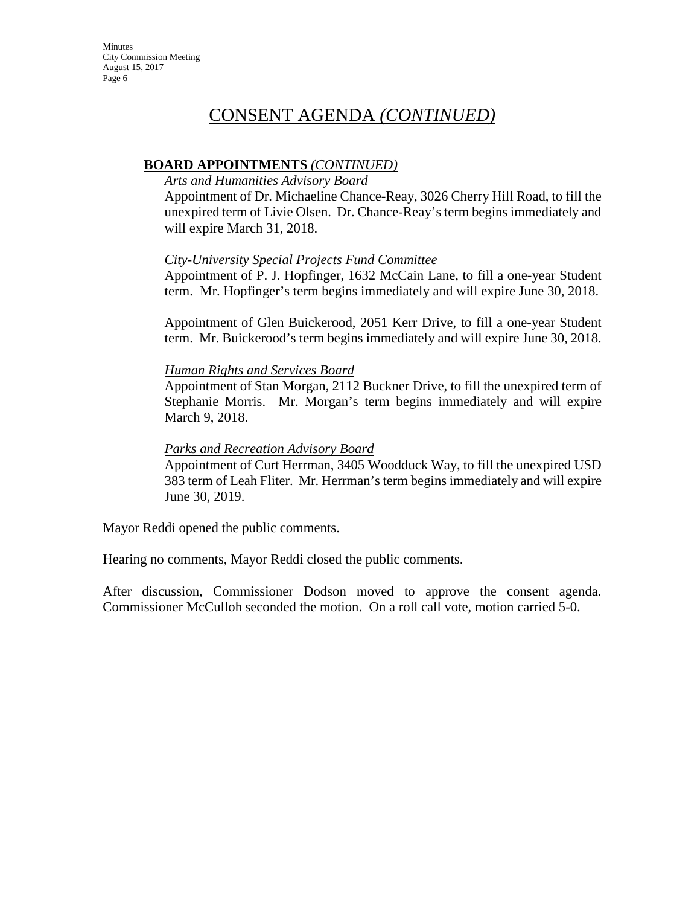# CONSENT AGENDA *(CONTINUED)*

**BOARD APPOINTMENTS** *(CONTINUED)*

*Arts and Humanities Advisory Board*

Appointment of Dr. Michaeline Chance-Reay, 3026 Cherry Hill Road, to fill the unexpired term of Livie Olsen. Dr. Chance-Reay's term begins immediately and will expire March 31, 2018.

*City-University Special Projects Fund Committee*

Appointment of P. J. Hopfinger, 1632 McCain Lane, to fill a one-year Student term. Mr. Hopfinger's term begins immediately and will expire June 30, 2018.

Appointment of Glen Buickerood, 2051 Kerr Drive, to fill a one-year Student term. Mr. Buickerood's term begins immediately and will expire June 30, 2018.

*Human Rights and Services Board*

Appointment of Stan Morgan, 2112 Buckner Drive, to fill the unexpired term of Stephanie Morris. Mr. Morgan's term begins immediately and will expire March 9, 2018.

*Parks and Recreation Advisory Board*

Appointment of Curt Herrman, 3405 Woodduck Way, to fill the unexpired USD 383 term of Leah Fliter. Mr. Herrman's term begins immediately and will expire June 30, 2019.

Mayor Reddi opened the public comments.

Hearing no comments, Mayor Reddi closed the public comments.

After discussion, Commissioner Dodson moved to approve the consent agenda. Commissioner McCulloh seconded the motion. On a roll call vote, motion carried 5-0.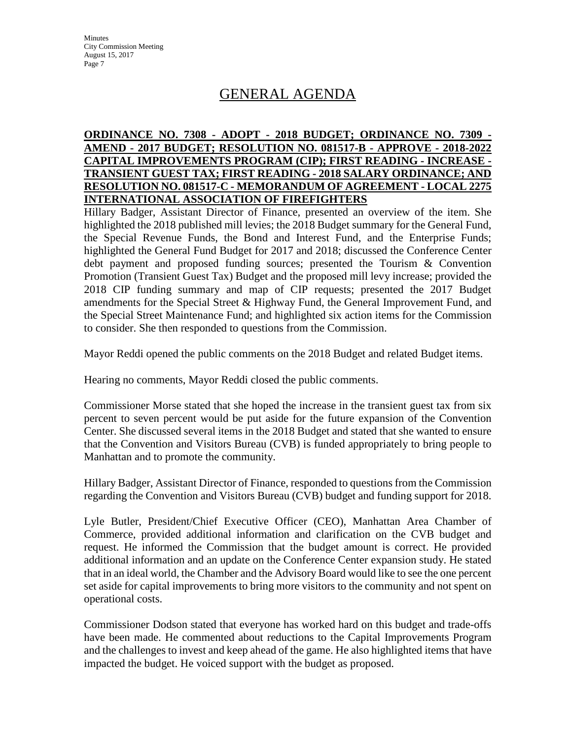## GENERAL AGENDA

**ORDINANCE NO. 7308 - ADOPT - 2018 BUDGET; ORDINANCE NO. 7309 - AMEND - 2017 BUDGET; RESOLUTION NO. 081517-B - APPROVE - 2018-2022 CAPITAL IMPROVEMENTS PROGRAM (CIP); FIRST READING - INCREASE - TRANSIENT GUEST TAX; FIRST READING - 2018 SALARY ORDINANCE; AND RESOLUTION NO. 081517-C - MEMORANDUM OF AGREEMENT - LOCAL 2275 INTERNATIONAL ASSOCIATION OF FIREFIGHTERS**

Hillary Badger, Assistant Director of Finance, presented an overview of the item. She highlighted the 2018 published mill levies; the 2018 Budget summary for the General Fund, the Special Revenue Funds, the Bond and Interest Fund, and the Enterprise Funds; highlighted the General Fund Budget for 2017 and 2018; discussed the Conference Center debt payment and proposed funding sources; presented the Tourism & Convention Promotion (Transient Guest Tax) Budget and the proposed mill levy increase; provided the 2018 CIP funding summary and map of CIP requests; presented the 2017 Budget amendments for the Special Street & Highway Fund, the General Improvement Fund, and the Special Street Maintenance Fund; and highlighted six action items for the Commission to consider. She then responded to questions from the Commission.

Mayor Reddi opened the public comments on the 2018 Budget and related Budget items.

Hearing no comments, Mayor Reddi closed the public comments.

Commissioner Morse stated that she hoped the increase in the transient guest tax from six percent to seven percent would be put aside for the future expansion of the Convention Center. She discussed several items in the 2018 Budget and stated that she wanted to ensure that the Convention and Visitors Bureau (CVB) is funded appropriately to bring people to Manhattan and to promote the community.

Hillary Badger, Assistant Director of Finance, responded to questions from the Commission regarding the Convention and Visitors Bureau (CVB) budget and funding support for 2018.

Lyle Butler, President/Chief Executive Officer (CEO), Manhattan Area Chamber of Commerce, provided additional information and clarification on the CVB budget and request. He informed the Commission that the budget amount is correct. He provided additional information and an update on the Conference Center expansion study. He stated that in an ideal world, the Chamber and the Advisory Board would like to see the one percent set aside for capital improvements to bring more visitors to the community and not spent on operational costs.

Commissioner Dodson stated that everyone has worked hard on this budget and trade-offs have been made. He commented about reductions to the Capital Improvements Program and the challenges to invest and keep ahead of the game. He also highlighted items that have impacted the budget. He voiced support with the budget as proposed.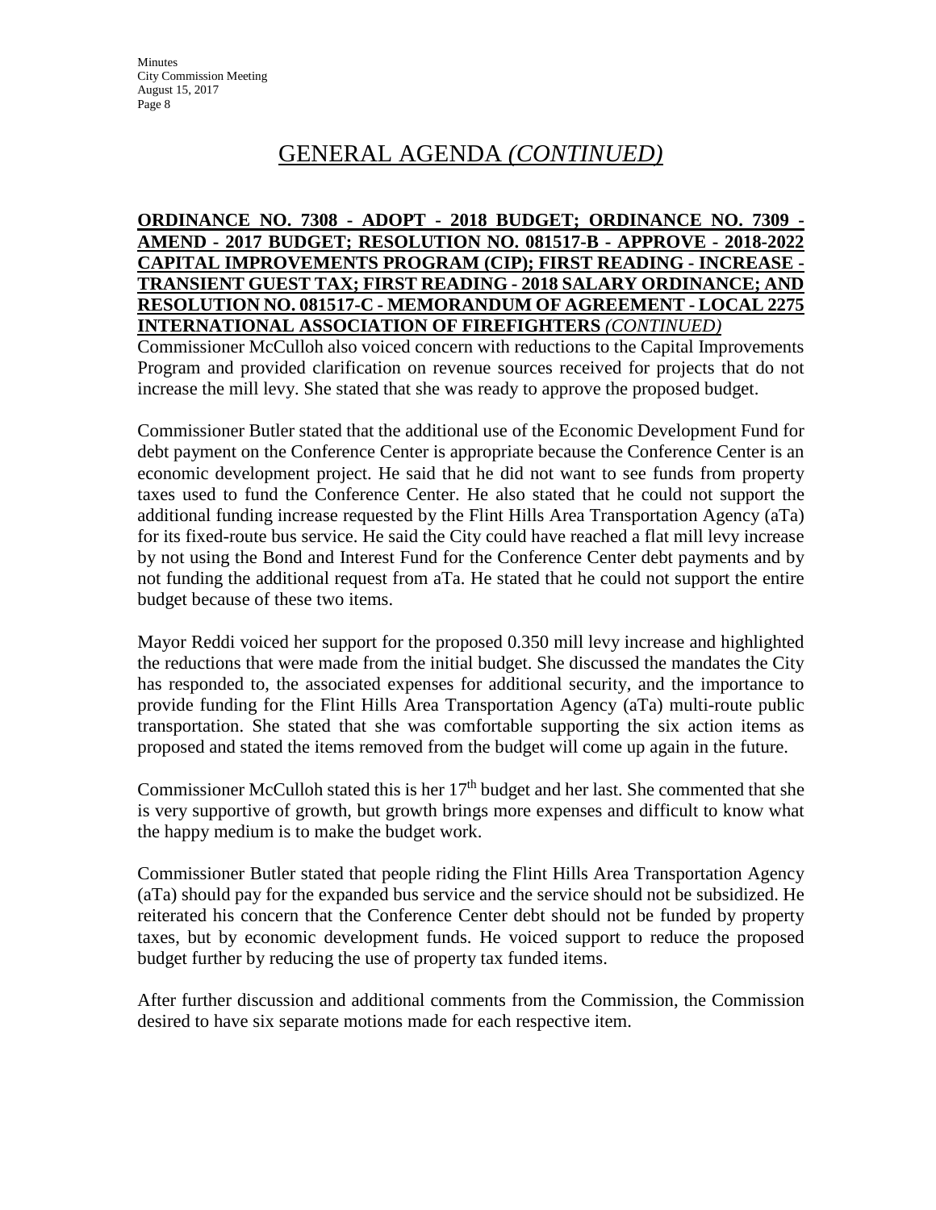# GENERAL AGENDA *(CONTINUED)*

**ORDINANCE NO. 7308 - ADOPT - 2018 BUDGET; ORDINANCE NO. 7309 - AMEND - 2017 BUDGET; RESOLUTION NO. 081517-B - APPROVE - 2018-2022 CAPITAL IMPROVEMENTS PROGRAM (CIP); FIRST READING - INCREASE - TRANSIENT GUEST TAX; FIRST READING - 2018 SALARY ORDINANCE; AND RESOLUTION NO. 081517-C - MEMORANDUM OF AGREEMENT - LOCAL 2275 INTERNATIONAL ASSOCIATION OF FIREFIGHTERS *(CONTINUED)***

Commissioner McCulloh also voiced concern with reductions to the Capital Improvements Program and provided clarification on revenue sources received for projects that do not increase the mill levy. She stated that she was ready to approve the proposed budget.

Commissioner Butler stated that the additional use of the Economic Development Fund for debt payment on the Conference Center is appropriate because the Conference Center is an economic development project. He said that he did not want to see funds from property taxes used to fund the Conference Center. He also stated that he could not support the additional funding increase requested by the Flint Hills Area Transportation Agency (aTa) for its fixed-route bus service. He said the City could have reached a flat mill levy increase by not using the Bond and Interest Fund for the Conference Center debt payments and by not funding the additional request from aTa. He stated that he could not support the entire budget because of these two items.

Mayor Reddi voiced her support for the proposed 0.350 mill levy increase and highlighted the reductions that were made from the initial budget. She discussed the mandates the City has responded to, the associated expenses for additional security, and the importance to provide funding for the Flint Hills Area Transportation Agency (aTa) multi-route public transportation. She stated that she was comfortable supporting the six action items as proposed and stated the items removed from the budget will come up again in the future.

Commissioner McCulloh stated this is her 17th budget and her last. She commented that she is very supportive of growth, but growth brings more expenses and difficult to know what the happy medium is to make the budget work.

Commissioner Butler stated that people riding the Flint Hills Area Transportation Agency (aTa) should pay for the expanded bus service and the service should not be subsidized. He reiterated his concern that the Conference Center debt should not be funded by property taxes, but by economic development funds. He voiced support to reduce the proposed budget further by reducing the use of property tax funded items.

After further discussion and additional comments from the Commission, the Commission desired to have six separate motions made for each respective item.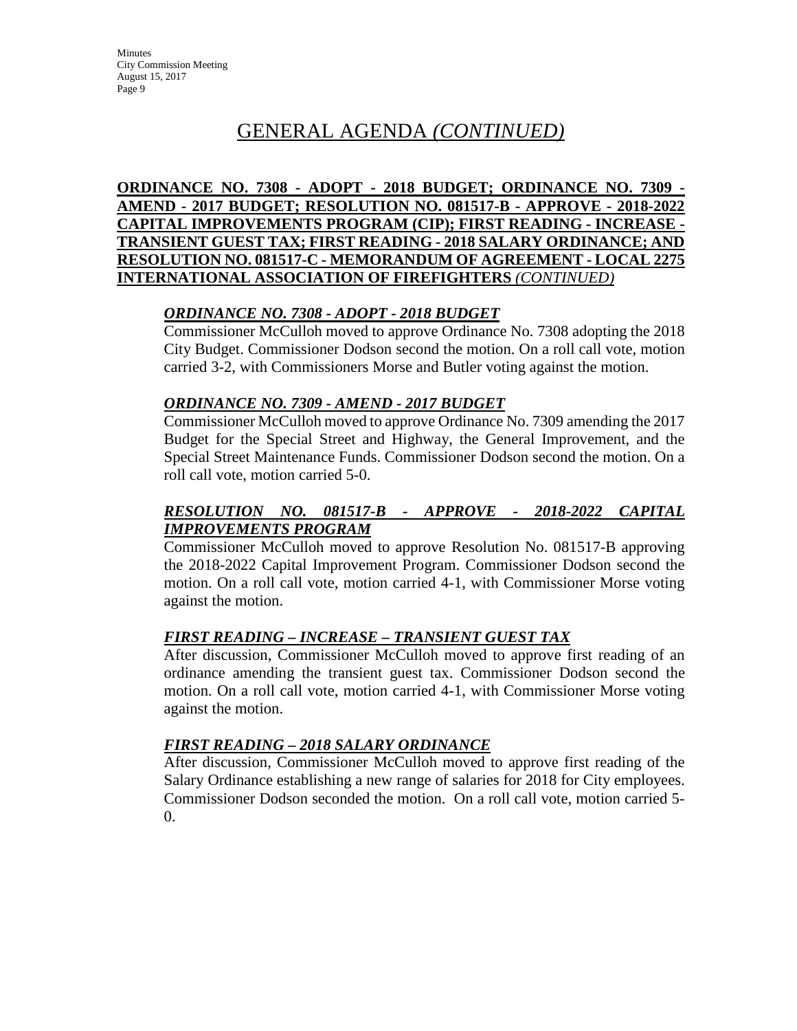# GENERAL AGENDA *(CONTINUED)*

**ORDINANCE NO. 7308 - ADOPT - 2018 BUDGET; ORDINANCE NO. 7309 - AMEND - 2017 BUDGET; RESOLUTION NO. 081517-B - APPROVE - 2018-2022 CAPITAL IMPROVEMENTS PROGRAM (CIP); FIRST READING - INCREASE - TRANSIENT GUEST TAX; FIRST READING - 2018 SALARY ORDINANCE; AND RESOLUTION NO. 081517-C - MEMORANDUM OF AGREEMENT - LOCAL 2275 INTERNATIONAL ASSOCIATION OF FIREFIGHTERS *(CONTINUED)***

***ORDINANCE NO. 7308 - ADOPT - 2018 BUDGET***

Commissioner McCulloh moved to approve Ordinance No. 7308 adopting the 2018 City Budget. Commissioner Dodson second the motion. On a roll call vote, motion carried 3-2, with Commissioners Morse and Butler voting against the motion.

***ORDINANCE NO. 7309 - AMEND - 2017 BUDGET***

Commissioner McCulloh moved to approve Ordinance No. 7309 amending the 2017 Budget for the Special Street and Highway, the General Improvement, and the Special Street Maintenance Funds. Commissioner Dodson second the motion. On a roll call vote, motion carried 5-0.

***RESOLUTION NO. 081517-B - APPROVE - 2018-2022 CAPITAL IMPROVEMENTS PROGRAM***

Commissioner McCulloh moved to approve Resolution No. 081517-B approving the 2018-2022 Capital Improvement Program. Commissioner Dodson second the motion. On a roll call vote, motion carried 4-1, with Commissioner Morse voting against the motion.

***FIRST READING – INCREASE – TRANSIENT GUEST TAX***

After discussion, Commissioner McCulloh moved to approve first reading of an ordinance amending the transient guest tax. Commissioner Dodson second the motion. On a roll call vote, motion carried 4-1, with Commissioner Morse voting against the motion.

***FIRST READING – 2018 SALARY ORDINANCE***

After discussion, Commissioner McCulloh moved to approve first reading of the Salary Ordinance establishing a new range of salaries for 2018 for City employees. Commissioner Dodson seconded the motion. On a roll call vote, motion carried 5-0.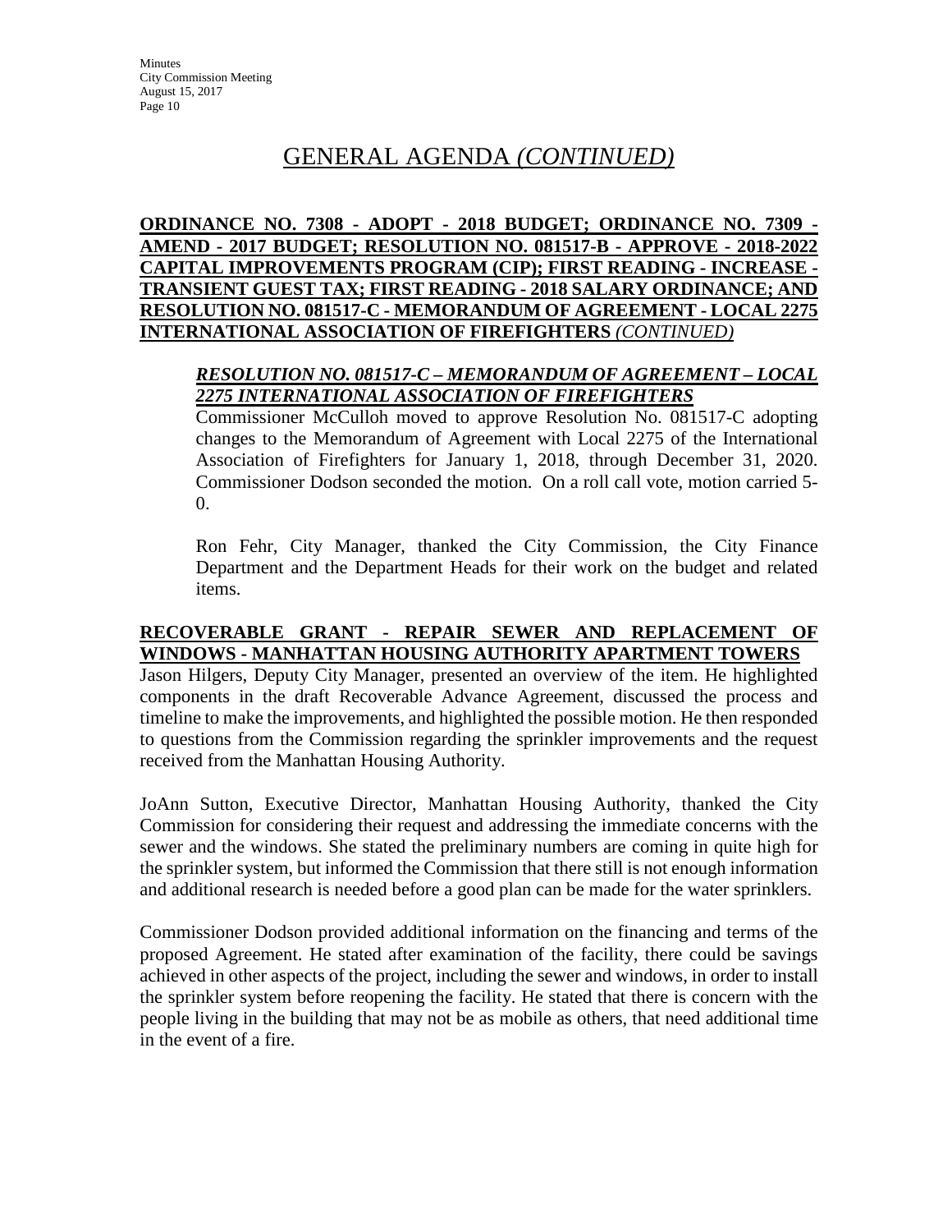# GENERAL AGENDA *(CONTINUED)*

**ORDINANCE NO. 7308 - ADOPT - 2018 BUDGET; ORDINANCE NO. 7309 - AMEND - 2017 BUDGET; RESOLUTION NO. 081517-B - APPROVE - 2018-2022 CAPITAL IMPROVEMENTS PROGRAM (CIP); FIRST READING - INCREASE - TRANSIENT GUEST TAX; FIRST READING - 2018 SALARY ORDINANCE; AND RESOLUTION NO. 081517-C - MEMORANDUM OF AGREEMENT - LOCAL 2275 INTERNATIONAL ASSOCIATION OF FIREFIGHTERS *(CONTINUED)***

***RESOLUTION NO. 081517-C – MEMORANDUM OF AGREEMENT – LOCAL 2275 INTERNATIONAL ASSOCIATION OF FIREFIGHTERS***

Commissioner McCulloh moved to approve Resolution No. 081517-C adopting changes to the Memorandum of Agreement with Local 2275 of the International Association of Firefighters for January 1, 2018, through December 31, 2020. Commissioner Dodson seconded the motion. On a roll call vote, motion carried 5-0.

Ron Fehr, City Manager, thanked the City Commission, the City Finance Department and the Department Heads for their work on the budget and related items.

**RECOVERABLE GRANT - REPAIR SEWER AND REPLACEMENT OF WINDOWS - MANHATTAN HOUSING AUTHORITY APARTMENT TOWERS**

Jason Hilgers, Deputy City Manager, presented an overview of the item. He highlighted components in the draft Recoverable Advance Agreement, discussed the process and timeline to make the improvements, and highlighted the possible motion. He then responded to questions from the Commission regarding the sprinkler improvements and the request received from the Manhattan Housing Authority.

JoAnn Sutton, Executive Director, Manhattan Housing Authority, thanked the City Commission for considering their request and addressing the immediate concerns with the sewer and the windows. She stated the preliminary numbers are coming in quite high for the sprinkler system, but informed the Commission that there still is not enough information and additional research is needed before a good plan can be made for the water sprinklers.

Commissioner Dodson provided additional information on the financing and terms of the proposed Agreement. He stated after examination of the facility, there could be savings achieved in other aspects of the project, including the sewer and windows, in order to install the sprinkler system before reopening the facility. He stated that there is concern with the people living in the building that may not be as mobile as others, that need additional time in the event of a fire.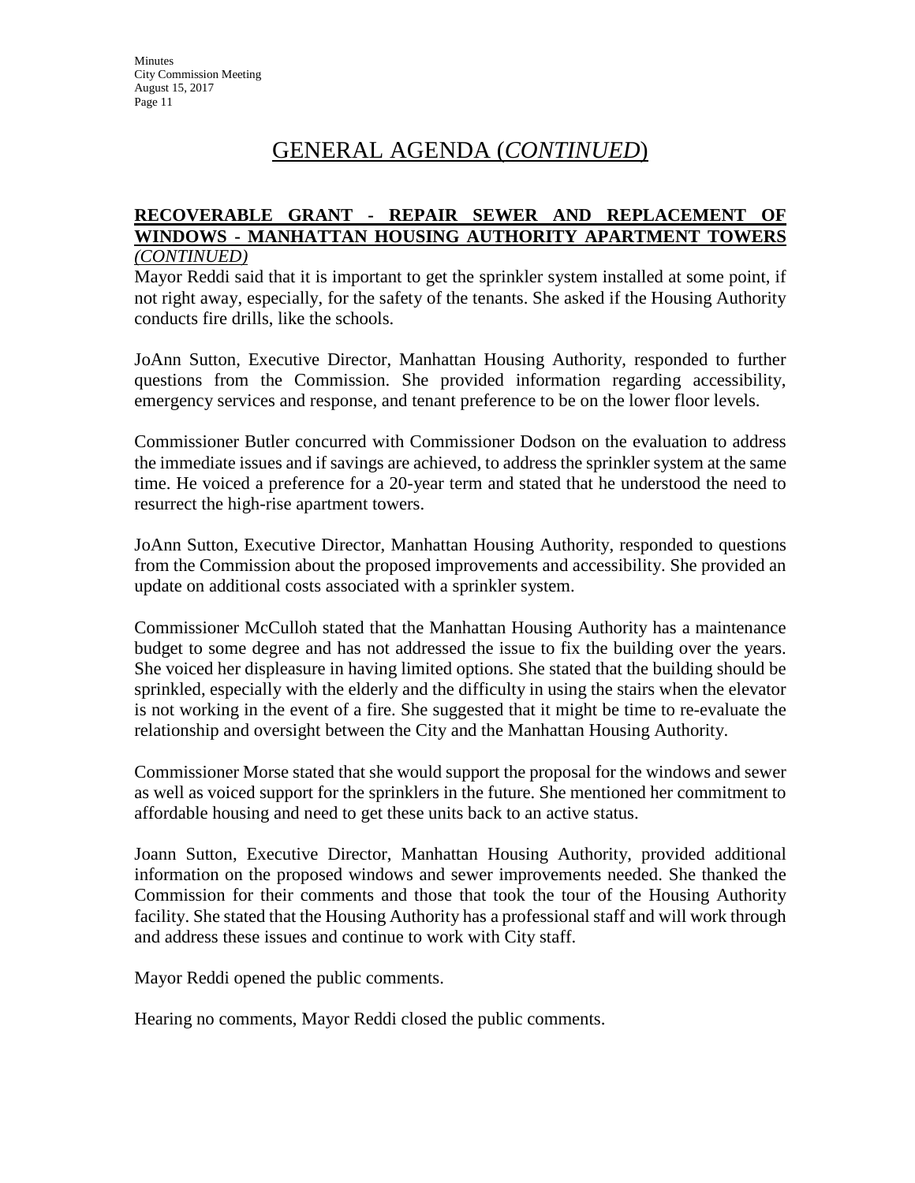# GENERAL AGENDA (*CONTINUED*)

**RECOVERABLE GRANT - REPAIR SEWER AND REPLACEMENT OF WINDOWS - MANHATTAN HOUSING AUTHORITY APARTMENT TOWERS** *(CONTINUED)*

Mayor Reddi said that it is important to get the sprinkler system installed at some point, if not right away, especially, for the safety of the tenants. She asked if the Housing Authority conducts fire drills, like the schools.

JoAnn Sutton, Executive Director, Manhattan Housing Authority, responded to further questions from the Commission. She provided information regarding accessibility, emergency services and response, and tenant preference to be on the lower floor levels.

Commissioner Butler concurred with Commissioner Dodson on the evaluation to address the immediate issues and if savings are achieved, to address the sprinkler system at the same time. He voiced a preference for a 20-year term and stated that he understood the need to resurrect the high-rise apartment towers.

JoAnn Sutton, Executive Director, Manhattan Housing Authority, responded to questions from the Commission about the proposed improvements and accessibility. She provided an update on additional costs associated with a sprinkler system.

Commissioner McCulloh stated that the Manhattan Housing Authority has a maintenance budget to some degree and has not addressed the issue to fix the building over the years. She voiced her displeasure in having limited options. She stated that the building should be sprinkled, especially with the elderly and the difficulty in using the stairs when the elevator is not working in the event of a fire. She suggested that it might be time to re-evaluate the relationship and oversight between the City and the Manhattan Housing Authority.

Commissioner Morse stated that she would support the proposal for the windows and sewer as well as voiced support for the sprinklers in the future. She mentioned her commitment to affordable housing and need to get these units back to an active status.

Joann Sutton, Executive Director, Manhattan Housing Authority, provided additional information on the proposed windows and sewer improvements needed. She thanked the Commission for their comments and those that took the tour of the Housing Authority facility. She stated that the Housing Authority has a professional staff and will work through and address these issues and continue to work with City staff.

Mayor Reddi opened the public comments.

Hearing no comments, Mayor Reddi closed the public comments.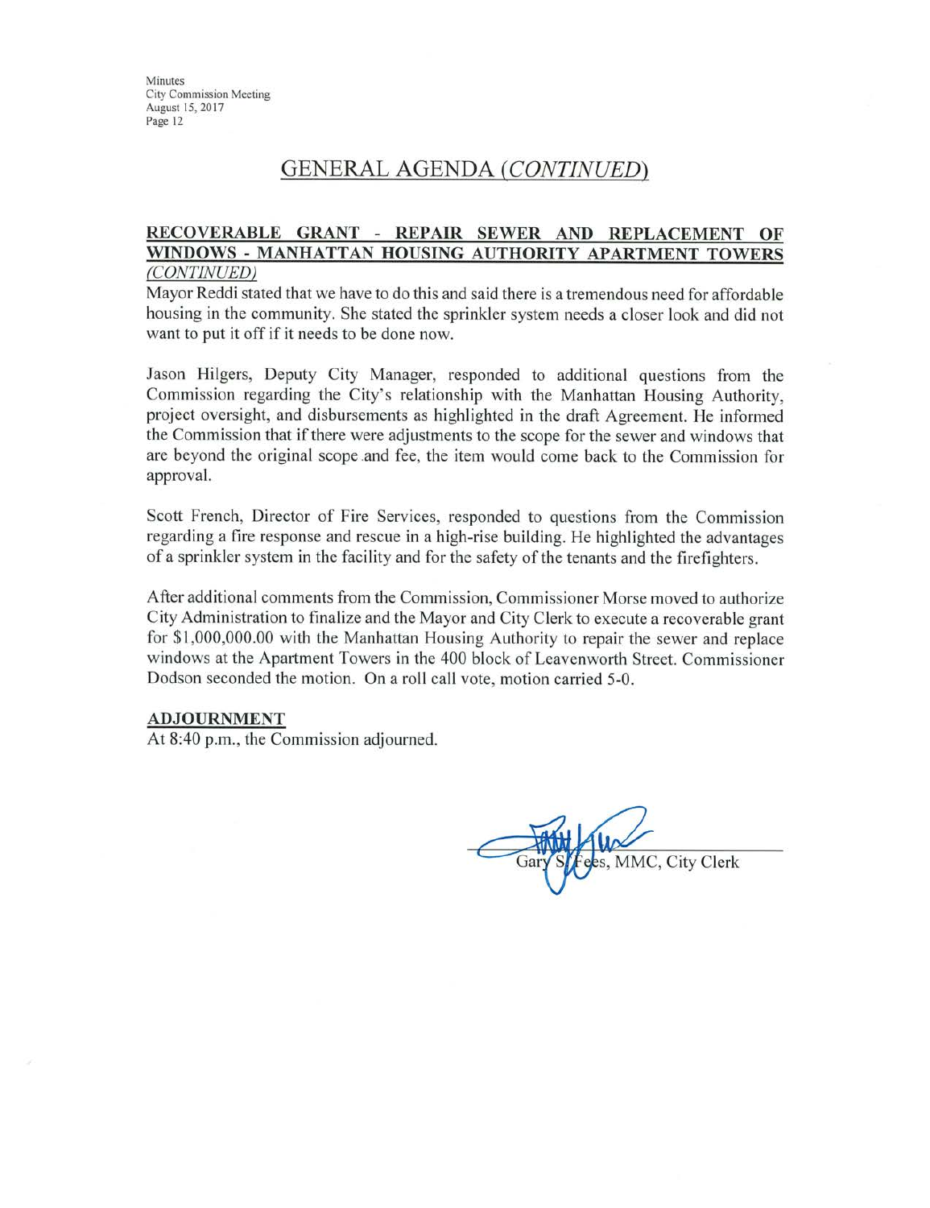## GENERAL AGENDA *(CONTINUED)*

**RECOVERABLE GRANT - REPAIR SEWER AND REPLACEMENT OF WINDOWS - MANHATTAN HOUSING AUTHORITY APARTMENT TOWERS** *(CONTINUED)*

Mayor Reddi stated that we have to do this and said there is a tremendous need for affordable housing in the community. She stated the sprinkler system needs a closer look and did not want to put it off if it needs to be done now.

Jason Hilgers, Deputy City Manager, responded to additional questions from the Commission regarding the City's relationship with the Manhattan Housing Authority, project oversight, and disbursements as highlighted in the draft Agreement. He informed the Commission that if there were adjustments to the scope for the sewer and windows that are beyond the original scope and fee, the item would come back to the Commission for approval.

Scott French, Director of Fire Services, responded to questions from the Commission regarding a fire response and rescue in a high-rise building. He highlighted the advantages of a sprinkler system in the facility and for the safety of the tenants and the firefighters.

After additional comments from the Commission, Commissioner Morse moved to authorize City Administration to finalize and the Mayor and City Clerk to execute a recoverable grant for $1,000,000.00 with the Manhattan Housing Authority to repair the sewer and replace windows at the Apartment Towers in the 400 block of Leavenworth Street. Commissioner Dodson seconded the motion. On a roll call vote, motion carried 5-0.

**ADJOURNMENT**

At 8:40 p.m., the Commission adjourned.

Gary S. Fees, MMC, City Clerk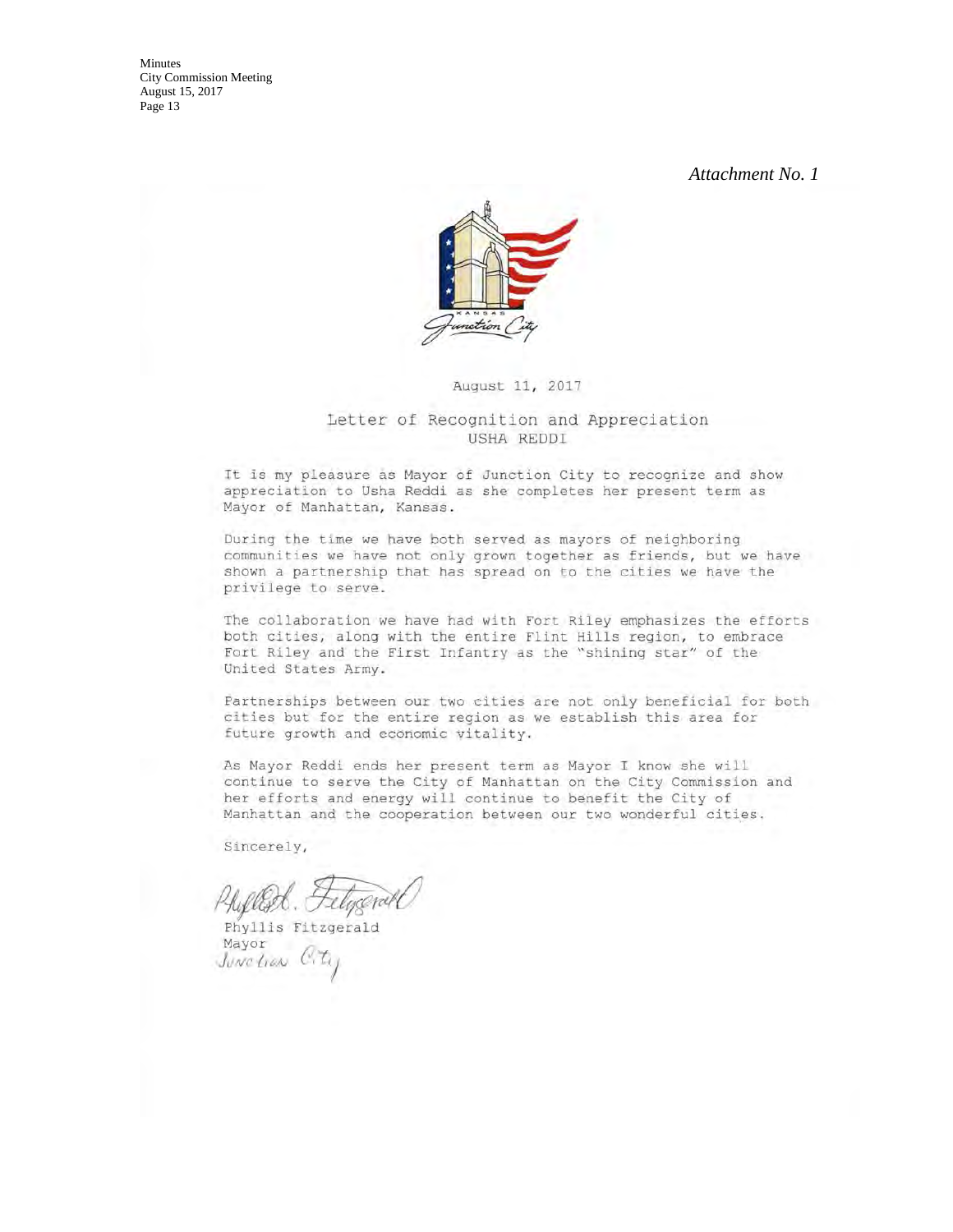*Attachment No. 1*

KANSAS
Junction City

August 11, 2017

## Letter of Recognition and Appreciation

### USHA REDDI

It is my pleasure as Mayor of Junction City to recognize and show appreciation to Usha Reddi as she completes her present term as Mayor of Manhattan, Kansas.

During the time we have both served as mayors of neighboring communities we have not only grown together as friends, but we have shown a partnership that has spread on to the cities we have the privilege to serve.

The collaboration we have had with Fort Riley emphasizes the efforts both cities, along with the entire Flint Hills region, to embrace Fort Riley and the First Infantry as the "shining star" of the United States Army.

Partnerships between our two cities are not only beneficial for both cities but for the entire region as we establish this area for future growth and economic vitality.

As Mayor Reddi ends her present term as Mayor I know she will continue to serve the City of Manhattan on the City Commission and her efforts and energy will continue to benefit the City of Manhattan and the cooperation between our two wonderful cities.

Sincerely,

Phyllis Fitzgerald
Mayor
Junction City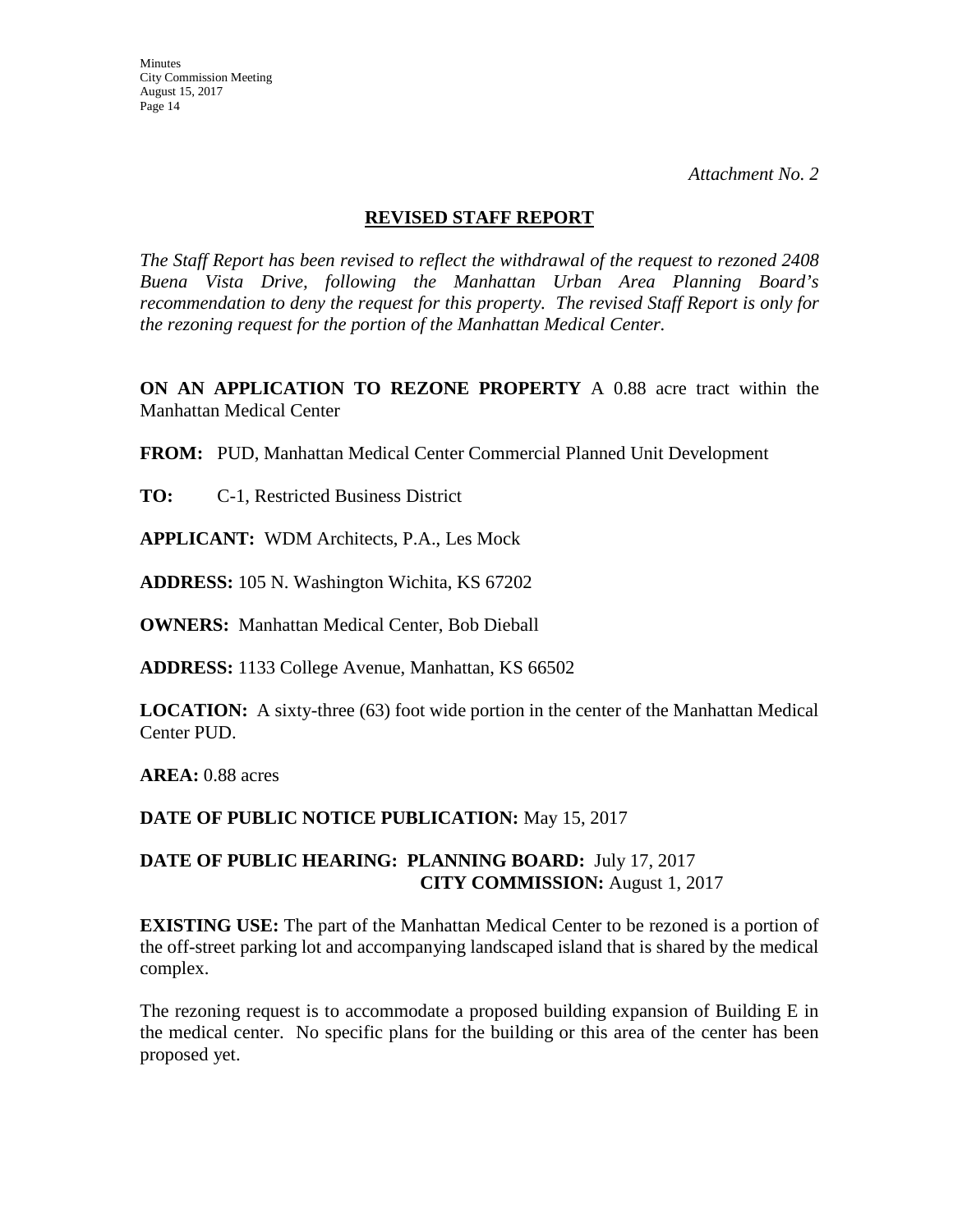*Attachment No. 2*

## REVISED STAFF REPORT

*The Staff Report has been revised to reflect the withdrawal of the request to rezoned 2408 Buena Vista Drive, following the Manhattan Urban Area Planning Board's recommendation to deny the request for this property. The revised Staff Report is only for the rezoning request for the portion of the Manhattan Medical Center.*

**ON AN APPLICATION TO REZONE PROPERTY** A 0.88 acre tract within the Manhattan Medical Center

**FROM:** PUD, Manhattan Medical Center Commercial Planned Unit Development

**TO:** C-1, Restricted Business District

**APPLICANT:** WDM Architects, P.A., Les Mock

**ADDRESS:** 105 N. Washington Wichita, KS 67202

**OWNERS:** Manhattan Medical Center, Bob Dieball

**ADDRESS:** 1133 College Avenue, Manhattan, KS 66502

**LOCATION:** A sixty-three (63) foot wide portion in the center of the Manhattan Medical Center PUD.

**AREA:** 0.88 acres

**DATE OF PUBLIC NOTICE PUBLICATION:** May 15, 2017

**DATE OF PUBLIC HEARING: PLANNING BOARD:** July 17, 2017
**CITY COMMISSION:** August 1, 2017

**EXISTING USE:** The part of the Manhattan Medical Center to be rezoned is a portion of the off-street parking lot and accompanying landscaped island that is shared by the medical complex.

The rezoning request is to accommodate a proposed building expansion of Building E in the medical center. No specific plans for the building or this area of the center has been proposed yet.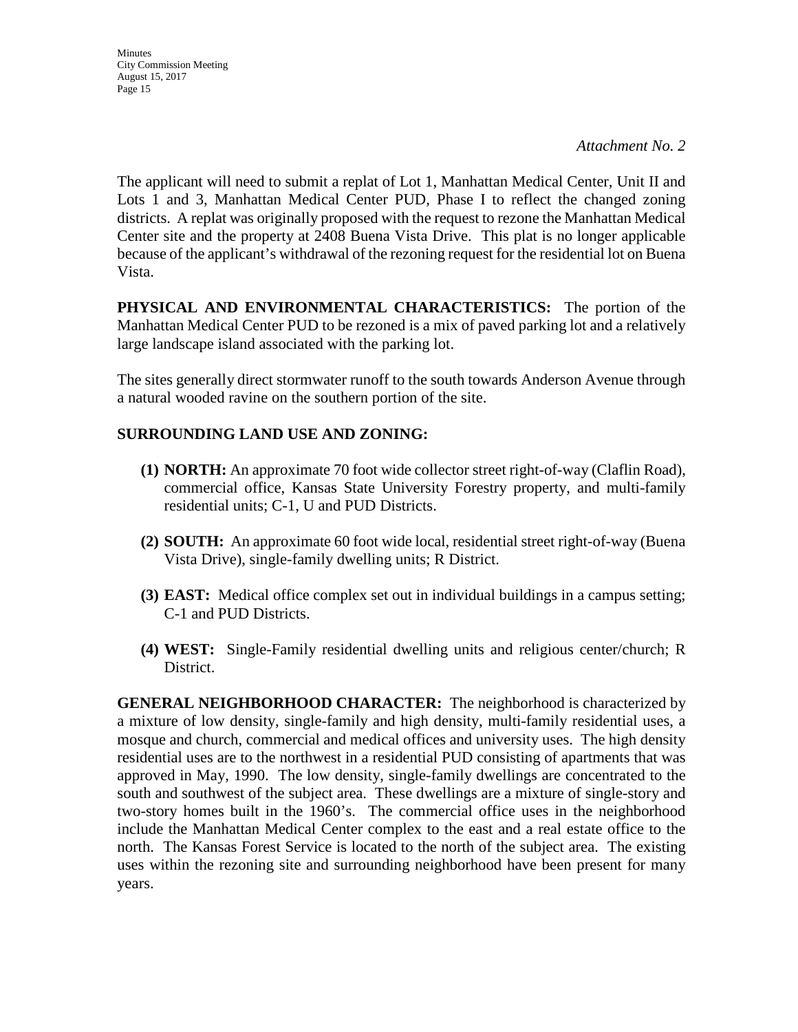*Attachment No. 2*

The applicant will need to submit a replat of Lot 1, Manhattan Medical Center, Unit II and Lots 1 and 3, Manhattan Medical Center PUD, Phase I to reflect the changed zoning districts. A replat was originally proposed with the request to rezone the Manhattan Medical Center site and the property at 2408 Buena Vista Drive. This plat is no longer applicable because of the applicant's withdrawal of the rezoning request for the residential lot on Buena Vista.

**PHYSICAL AND ENVIRONMENTAL CHARACTERISTICS:** The portion of the Manhattan Medical Center PUD to be rezoned is a mix of paved parking lot and a relatively large landscape island associated with the parking lot.

The sites generally direct stormwater runoff to the south towards Anderson Avenue through a natural wooded ravine on the southern portion of the site.

**SURROUNDING LAND USE AND ZONING:**

**(1) NORTH:** An approximate 70 foot wide collector street right-of-way (Claflin Road), commercial office, Kansas State University Forestry property, and multi-family residential units; C-1, U and PUD Districts.

**(2) SOUTH:** An approximate 60 foot wide local, residential street right-of-way (Buena Vista Drive), single-family dwelling units; R District.

**(3) EAST:** Medical office complex set out in individual buildings in a campus setting; C-1 and PUD Districts.

**(4) WEST:** Single-Family residential dwelling units and religious center/church; R District.

**GENERAL NEIGHBORHOOD CHARACTER:** The neighborhood is characterized by a mixture of low density, single-family and high density, multi-family residential uses, a mosque and church, commercial and medical offices and university uses. The high density residential uses are to the northwest in a residential PUD consisting of apartments that was approved in May, 1990. The low density, single-family dwellings are concentrated to the south and southwest of the subject area. These dwellings are a mixture of single-story and two-story homes built in the 1960's. The commercial office uses in the neighborhood include the Manhattan Medical Center complex to the east and a real estate office to the north. The Kansas Forest Service is located to the north of the subject area. The existing uses within the rezoning site and surrounding neighborhood have been present for many years.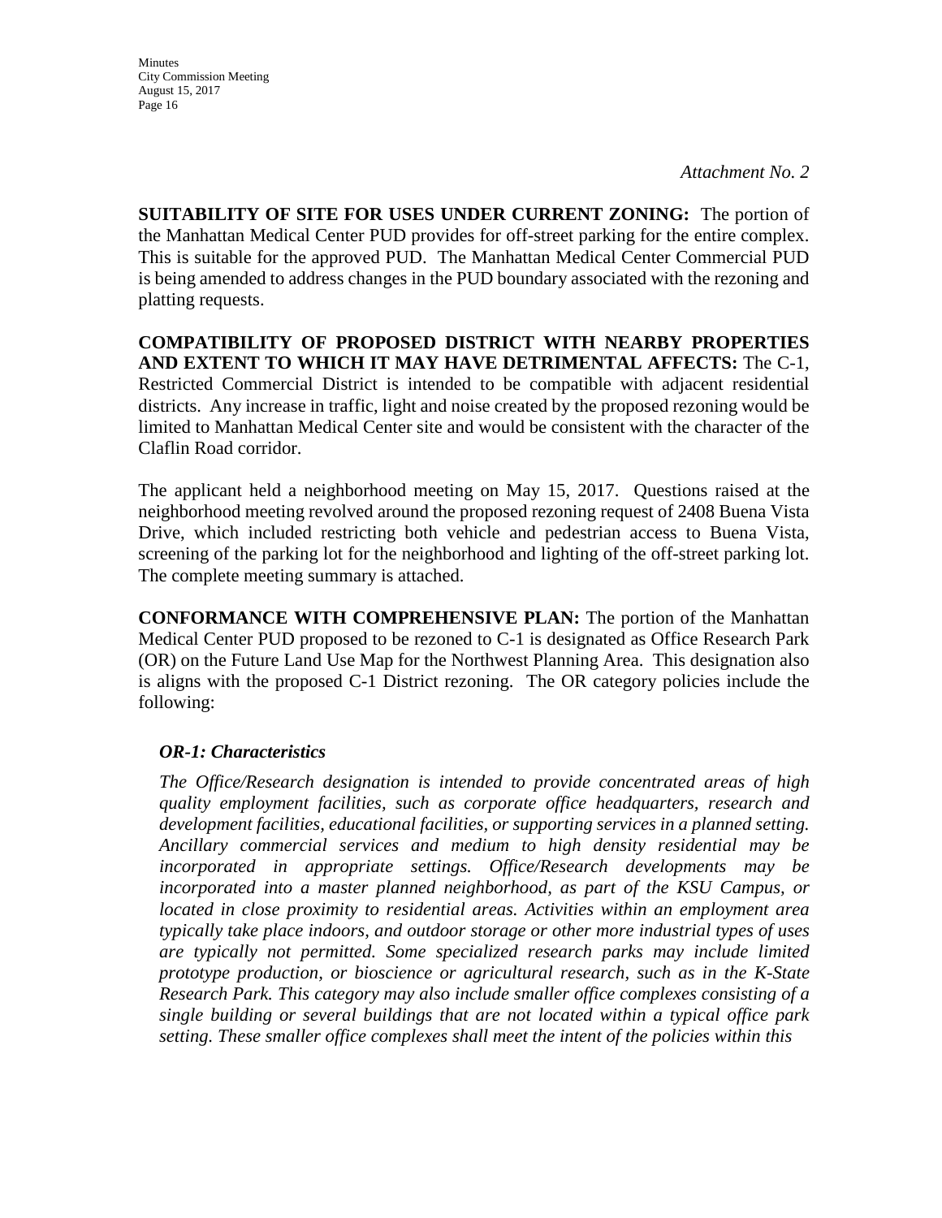*Attachment No. 2*

**SUITABILITY OF SITE FOR USES UNDER CURRENT ZONING:** The portion of the Manhattan Medical Center PUD provides for off-street parking for the entire complex. This is suitable for the approved PUD. The Manhattan Medical Center Commercial PUD is being amended to address changes in the PUD boundary associated with the rezoning and platting requests.

**COMPATIBILITY OF PROPOSED DISTRICT WITH NEARBY PROPERTIES AND EXTENT TO WHICH IT MAY HAVE DETRIMENTAL AFFECTS:** The C-1, Restricted Commercial District is intended to be compatible with adjacent residential districts. Any increase in traffic, light and noise created by the proposed rezoning would be limited to Manhattan Medical Center site and would be consistent with the character of the Claflin Road corridor.

The applicant held a neighborhood meeting on May 15, 2017. Questions raised at the neighborhood meeting revolved around the proposed rezoning request of 2408 Buena Vista Drive, which included restricting both vehicle and pedestrian access to Buena Vista, screening of the parking lot for the neighborhood and lighting of the off-street parking lot. The complete meeting summary is attached.

**CONFORMANCE WITH COMPREHENSIVE PLAN:** The portion of the Manhattan Medical Center PUD proposed to be rezoned to C-1 is designated as Office Research Park (OR) on the Future Land Use Map for the Northwest Planning Area. This designation also is aligns with the proposed C-1 District rezoning. The OR category policies include the following:

***OR-1: Characteristics***

*The Office/Research designation is intended to provide concentrated areas of high quality employment facilities, such as corporate office headquarters, research and development facilities, educational facilities, or supporting services in a planned setting. Ancillary commercial services and medium to high density residential may be incorporated in appropriate settings. Office/Research developments may be incorporated into a master planned neighborhood, as part of the KSU Campus, or located in close proximity to residential areas. Activities within an employment area typically take place indoors, and outdoor storage or other more industrial types of uses are typically not permitted. Some specialized research parks may include limited prototype production, or bioscience or agricultural research, such as in the K-State Research Park. This category may also include smaller office complexes consisting of a single building or several buildings that are not located within a typical office park setting. These smaller office complexes shall meet the intent of the policies within this*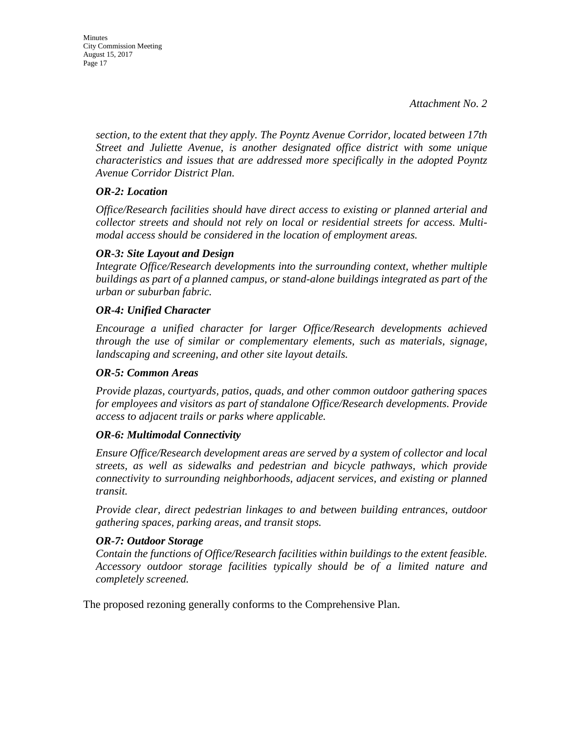*Attachment No. 2*

*section, to the extent that they apply. The Poyntz Avenue Corridor, located between 17th Street and Juliette Avenue, is another designated office district with some unique characteristics and issues that are addressed more specifically in the adopted Poyntz Avenue Corridor District Plan.*

***OR-2: Location***

*Office/Research facilities should have direct access to existing or planned arterial and collector streets and should not rely on local or residential streets for access. Multi-modal access should be considered in the location of employment areas.*

***OR-3: Site Layout and Design***

*Integrate Office/Research developments into the surrounding context, whether multiple buildings as part of a planned campus, or stand-alone buildings integrated as part of the urban or suburban fabric.*

***OR-4: Unified Character***

*Encourage a unified character for larger Office/Research developments achieved through the use of similar or complementary elements, such as materials, signage, landscaping and screening, and other site layout details.*

***OR-5: Common Areas***

*Provide plazas, courtyards, patios, quads, and other common outdoor gathering spaces for employees and visitors as part of standalone Office/Research developments. Provide access to adjacent trails or parks where applicable.*

***OR-6: Multimodal Connectivity***

*Ensure Office/Research development areas are served by a system of collector and local streets, as well as sidewalks and pedestrian and bicycle pathways, which provide connectivity to surrounding neighborhoods, adjacent services, and existing or planned transit.*

*Provide clear, direct pedestrian linkages to and between building entrances, outdoor gathering spaces, parking areas, and transit stops.*

***OR-7: Outdoor Storage***

*Contain the functions of Office/Research facilities within buildings to the extent feasible. Accessory outdoor storage facilities typically should be of a limited nature and completely screened.*

The proposed rezoning generally conforms to the Comprehensive Plan.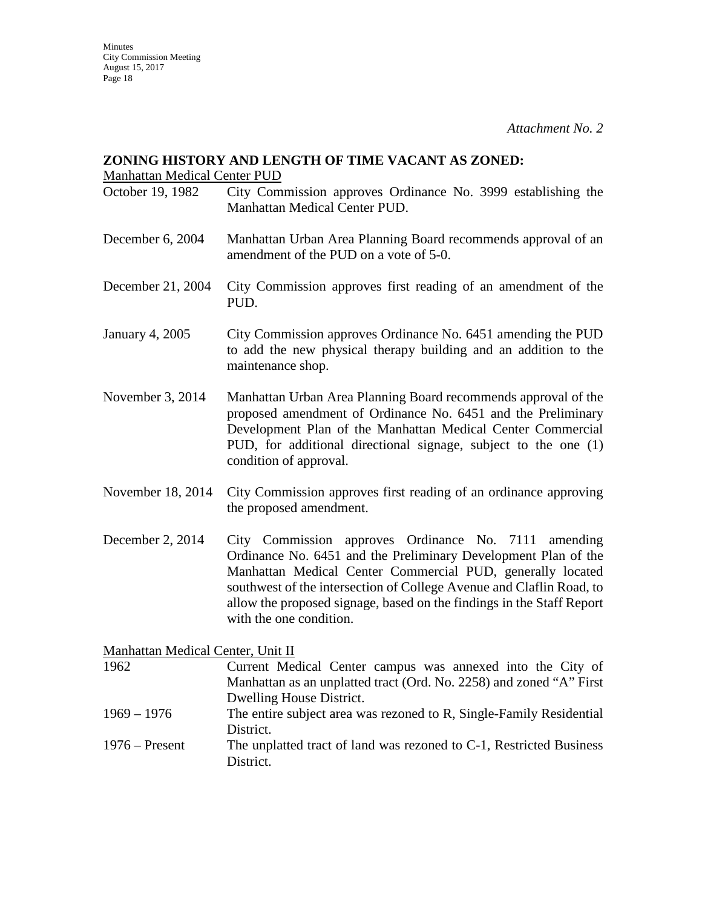*Attachment No. 2*

**ZONING HISTORY AND LENGTH OF TIME VACANT AS ZONED:**

Manhattan Medical Center PUD

| | |
|---|---|
| October 19, 1982 | City Commission approves Ordinance No. 3999 establishing the Manhattan Medical Center PUD. |
| December 6, 2004 | Manhattan Urban Area Planning Board recommends approval of an amendment of the PUD on a vote of 5-0. |
| December 21, 2004 | City Commission approves first reading of an amendment of the PUD. |
| January 4, 2005 | City Commission approves Ordinance No. 6451 amending the PUD to add the new physical therapy building and an addition to the maintenance shop. |
| November 3, 2014 | Manhattan Urban Area Planning Board recommends approval of the proposed amendment of Ordinance No. 6451 and the Preliminary Development Plan of the Manhattan Medical Center Commercial PUD, for additional directional signage, subject to the one (1) condition of approval. |
| November 18, 2014 | City Commission approves first reading of an ordinance approving the proposed amendment. |
| December 2, 2014 | City Commission approves Ordinance No. 7111 amending Ordinance No. 6451 and the Preliminary Development Plan of the Manhattan Medical Center Commercial PUD, generally located southwest of the intersection of College Avenue and Claflin Road, to allow the proposed signage, based on the findings in the Staff Report with the one condition. |

Manhattan Medical Center, Unit II

| | |
|---|---|
| 1962 | Current Medical Center campus was annexed into the City of Manhattan as an unplatted tract (Ord. No. 2258) and zoned "A" First Dwelling House District. |
| 1969 – 1976 | The entire subject area was rezoned to R, Single-Family Residential District. |
| 1976 – Present | The unplatted tract of land was rezoned to C-1, Restricted Business District. |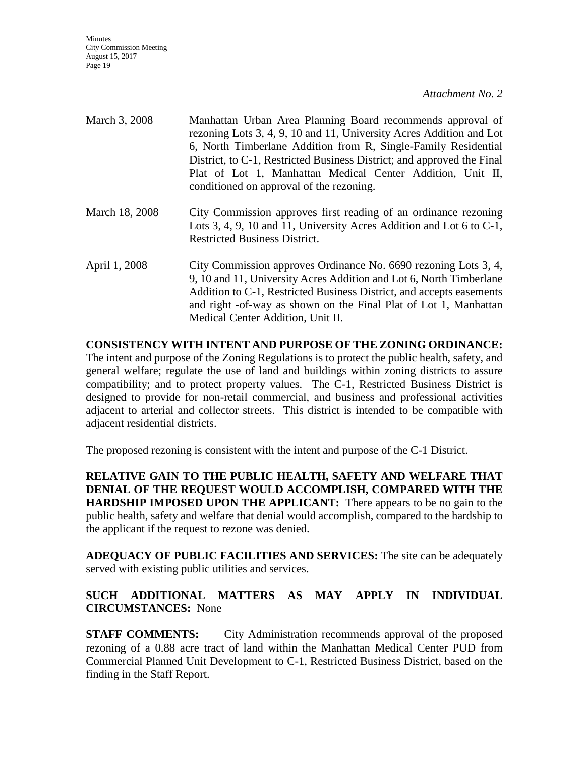*Attachment No. 2*

| | |
|---|---|
| March 3, 2008 | Manhattan Urban Area Planning Board recommends approval of rezoning Lots 3, 4, 9, 10 and 11, University Acres Addition and Lot 6, North Timberlane Addition from R, Single-Family Residential District, to C-1, Restricted Business District; and approved the Final Plat of Lot 1, Manhattan Medical Center Addition, Unit II, conditioned on approval of the rezoning. |
| March 18, 2008 | City Commission approves first reading of an ordinance rezoning Lots 3, 4, 9, 10 and 11, University Acres Addition and Lot 6 to C-1, Restricted Business District. |
| April 1, 2008 | City Commission approves Ordinance No. 6690 rezoning Lots 3, 4, 9, 10 and 11, University Acres Addition and Lot 6, North Timberlane Addition to C-1, Restricted Business District, and accepts easements and right -of-way as shown on the Final Plat of Lot 1, Manhattan Medical Center Addition, Unit II. |

**CONSISTENCY WITH INTENT AND PURPOSE OF THE ZONING ORDINANCE:** The intent and purpose of the Zoning Regulations is to protect the public health, safety, and general welfare; regulate the use of land and buildings within zoning districts to assure compatibility; and to protect property values. The C-1, Restricted Business District is designed to provide for non-retail commercial, and business and professional activities adjacent to arterial and collector streets. This district is intended to be compatible with adjacent residential districts.

The proposed rezoning is consistent with the intent and purpose of the C-1 District.

**RELATIVE GAIN TO THE PUBLIC HEALTH, SAFETY AND WELFARE THAT DENIAL OF THE REQUEST WOULD ACCOMPLISH, COMPARED WITH THE HARDSHIP IMPOSED UPON THE APPLICANT:** There appears to be no gain to the public health, safety and welfare that denial would accomplish, compared to the hardship to the applicant if the request to rezone was denied.

**ADEQUACY OF PUBLIC FACILITIES AND SERVICES:** The site can be adequately served with existing public utilities and services.

**SUCH ADDITIONAL MATTERS AS MAY APPLY IN INDIVIDUAL CIRCUMSTANCES:** None

**STAFF COMMENTS:** City Administration recommends approval of the proposed rezoning of a 0.88 acre tract of land within the Manhattan Medical Center PUD from Commercial Planned Unit Development to C-1, Restricted Business District, based on the finding in the Staff Report.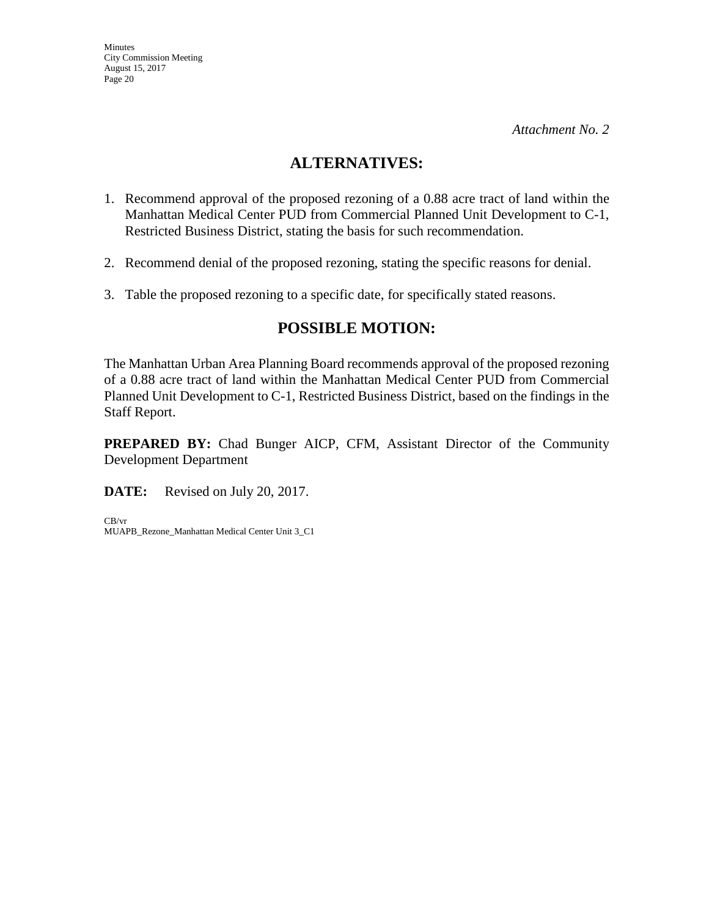*Attachment No. 2*

## ALTERNATIVES:

1. Recommend approval of the proposed rezoning of a 0.88 acre tract of land within the Manhattan Medical Center PUD from Commercial Planned Unit Development to C-1, Restricted Business District, stating the basis for such recommendation.

2. Recommend denial of the proposed rezoning, stating the specific reasons for denial.

3. Table the proposed rezoning to a specific date, for specifically stated reasons.

## POSSIBLE MOTION:

The Manhattan Urban Area Planning Board recommends approval of the proposed rezoning of a 0.88 acre tract of land within the Manhattan Medical Center PUD from Commercial Planned Unit Development to C-1, Restricted Business District, based on the findings in the Staff Report.

**PREPARED BY:** Chad Bunger AICP, CFM, Assistant Director of the Community Development Department

**DATE:** Revised on July 20, 2017.

CB/vr
MUAPB_Rezone_Manhattan Medical Center Unit 3_C1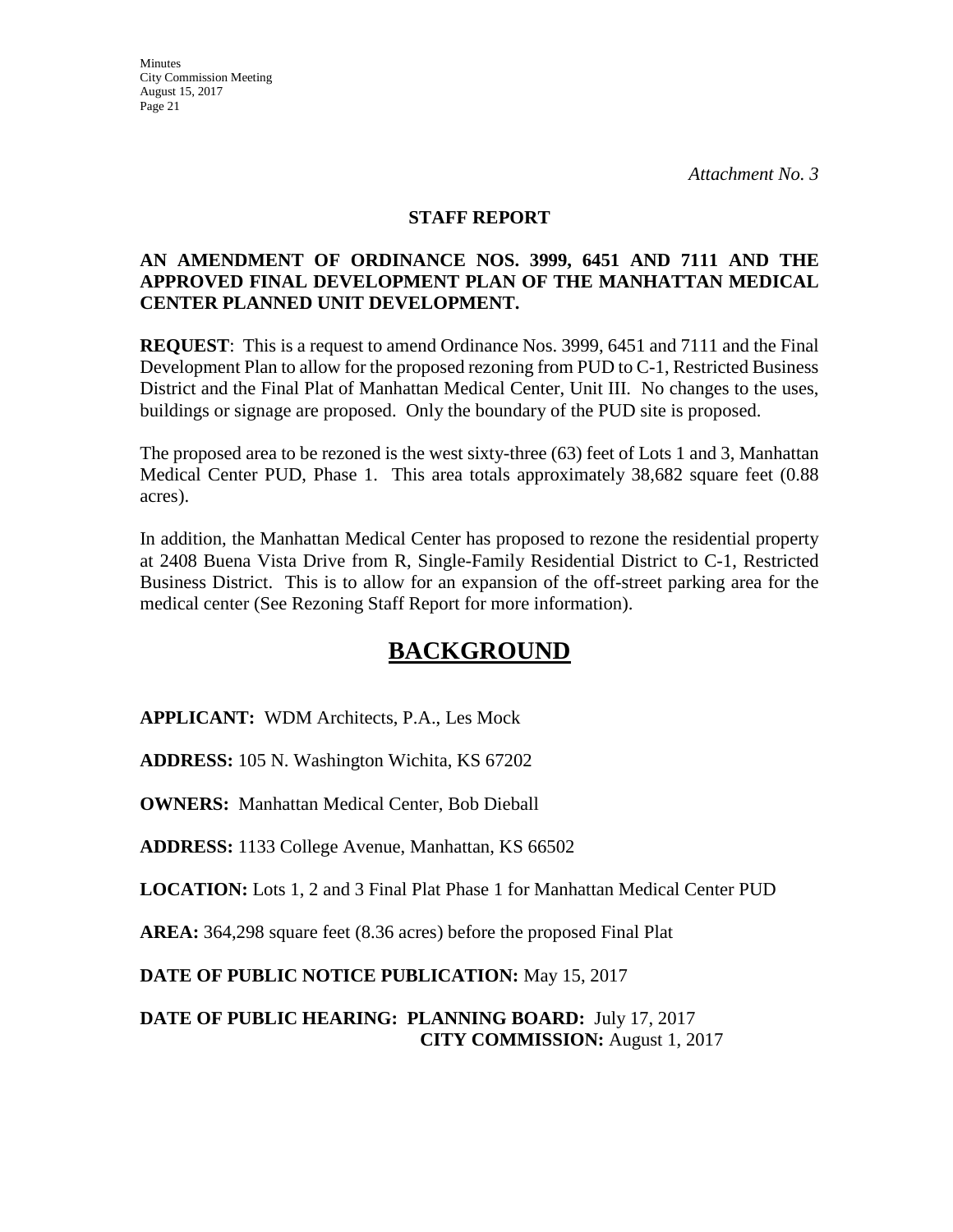*Attachment No. 3*

**STAFF REPORT**

**AN AMENDMENT OF ORDINANCE NOS. 3999, 6451 AND 7111 AND THE APPROVED FINAL DEVELOPMENT PLAN OF THE MANHATTAN MEDICAL CENTER PLANNED UNIT DEVELOPMENT.**

**REQUEST**: This is a request to amend Ordinance Nos. 3999, 6451 and 7111 and the Final Development Plan to allow for the proposed rezoning from PUD to C-1, Restricted Business District and the Final Plat of Manhattan Medical Center, Unit III. No changes to the uses, buildings or signage are proposed. Only the boundary of the PUD site is proposed.

The proposed area to be rezoned is the west sixty-three (63) feet of Lots 1 and 3, Manhattan Medical Center PUD, Phase 1. This area totals approximately 38,682 square feet (0.88 acres).

In addition, the Manhattan Medical Center has proposed to rezone the residential property at 2408 Buena Vista Drive from R, Single-Family Residential District to C-1, Restricted Business District. This is to allow for an expansion of the off-street parking area for the medical center (See Rezoning Staff Report for more information).

# BACKGROUND

**APPLICANT:** WDM Architects, P.A., Les Mock

**ADDRESS:** 105 N. Washington Wichita, KS 67202

**OWNERS:** Manhattan Medical Center, Bob Dieball

**ADDRESS:** 1133 College Avenue, Manhattan, KS 66502

**LOCATION:** Lots 1, 2 and 3 Final Plat Phase 1 for Manhattan Medical Center PUD

**AREA:** 364,298 square feet (8.36 acres) before the proposed Final Plat

**DATE OF PUBLIC NOTICE PUBLICATION:** May 15, 2017

**DATE OF PUBLIC HEARING: PLANNING BOARD:** July 17, 2017
**CITY COMMISSION:** August 1, 2017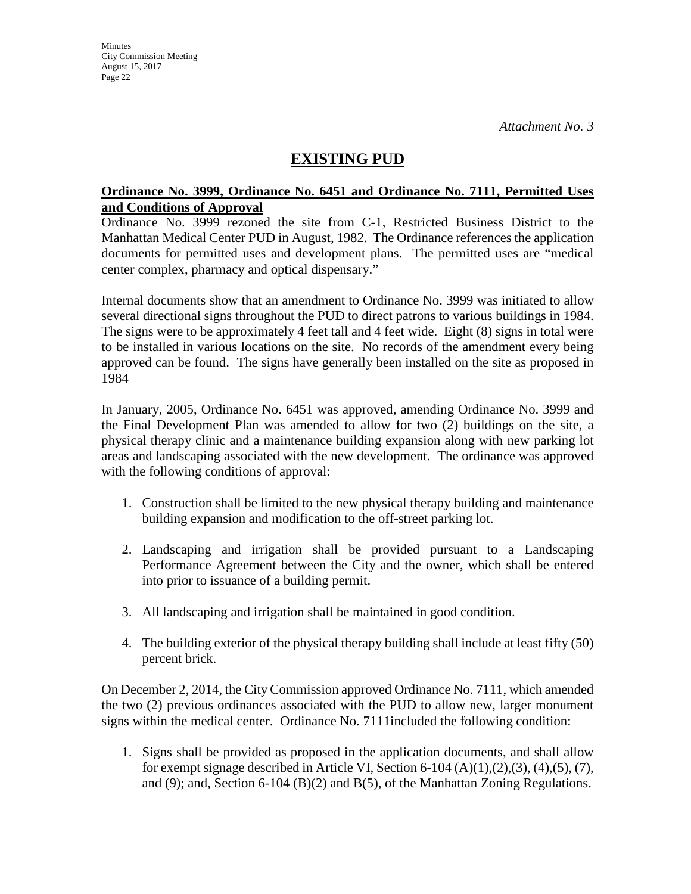*Attachment No. 3*

# EXISTING PUD

**Ordinance No. 3999, Ordinance No. 6451 and Ordinance No. 7111, Permitted Uses and Conditions of Approval**

Ordinance No. 3999 rezoned the site from C-1, Restricted Business District to the Manhattan Medical Center PUD in August, 1982. The Ordinance references the application documents for permitted uses and development plans. The permitted uses are "medical center complex, pharmacy and optical dispensary."

Internal documents show that an amendment to Ordinance No. 3999 was initiated to allow several directional signs throughout the PUD to direct patrons to various buildings in 1984. The signs were to be approximately 4 feet tall and 4 feet wide. Eight (8) signs in total were to be installed in various locations on the site. No records of the amendment every being approved can be found. The signs have generally been installed on the site as proposed in 1984

In January, 2005, Ordinance No. 6451 was approved, amending Ordinance No. 3999 and the Final Development Plan was amended to allow for two (2) buildings on the site, a physical therapy clinic and a maintenance building expansion along with new parking lot areas and landscaping associated with the new development. The ordinance was approved with the following conditions of approval:

1. Construction shall be limited to the new physical therapy building and maintenance building expansion and modification to the off-street parking lot.

2. Landscaping and irrigation shall be provided pursuant to a Landscaping Performance Agreement between the City and the owner, which shall be entered into prior to issuance of a building permit.

3. All landscaping and irrigation shall be maintained in good condition.

4. The building exterior of the physical therapy building shall include at least fifty (50) percent brick.

On December 2, 2014, the City Commission approved Ordinance No. 7111, which amended the two (2) previous ordinances associated with the PUD to allow new, larger monument signs within the medical center. Ordinance No. 7111included the following condition:

1. Signs shall be provided as proposed in the application documents, and shall allow for exempt signage described in Article VI, Section 6-104 (A)(1),(2),(3), (4),(5), (7), and (9); and, Section 6-104 (B)(2) and B(5), of the Manhattan Zoning Regulations.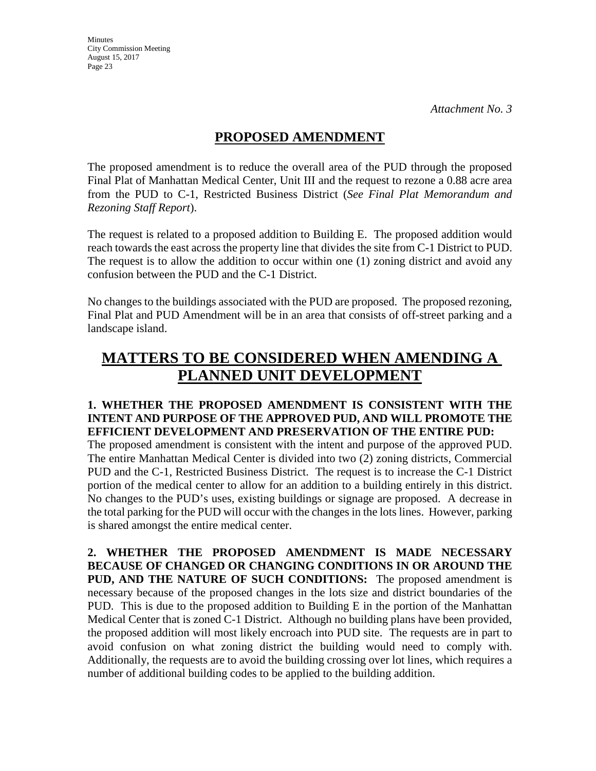*Attachment No. 3*

## PROPOSED AMENDMENT

The proposed amendment is to reduce the overall area of the PUD through the proposed Final Plat of Manhattan Medical Center, Unit III and the request to rezone a 0.88 acre area from the PUD to C-1, Restricted Business District (*See Final Plat Memorandum and Rezoning Staff Report*).

The request is related to a proposed addition to Building E. The proposed addition would reach towards the east across the property line that divides the site from C-1 District to PUD. The request is to allow the addition to occur within one (1) zoning district and avoid any confusion between the PUD and the C-1 District.

No changes to the buildings associated with the PUD are proposed. The proposed rezoning, Final Plat and PUD Amendment will be in an area that consists of off-street parking and a landscape island.

# MATTERS TO BE CONSIDERED WHEN AMENDING A PLANNED UNIT DEVELOPMENT

**1. WHETHER THE PROPOSED AMENDMENT IS CONSISTENT WITH THE INTENT AND PURPOSE OF THE APPROVED PUD, AND WILL PROMOTE THE EFFICIENT DEVELOPMENT AND PRESERVATION OF THE ENTIRE PUD:**
The proposed amendment is consistent with the intent and purpose of the approved PUD. The entire Manhattan Medical Center is divided into two (2) zoning districts, Commercial PUD and the C-1, Restricted Business District. The request is to increase the C-1 District portion of the medical center to allow for an addition to a building entirely in this district. No changes to the PUD's uses, existing buildings or signage are proposed. A decrease in the total parking for the PUD will occur with the changes in the lots lines. However, parking is shared amongst the entire medical center.

**2. WHETHER THE PROPOSED AMENDMENT IS MADE NECESSARY BECAUSE OF CHANGED OR CHANGING CONDITIONS IN OR AROUND THE PUD, AND THE NATURE OF SUCH CONDITIONS:** The proposed amendment is necessary because of the proposed changes in the lots size and district boundaries of the PUD. This is due to the proposed addition to Building E in the portion of the Manhattan Medical Center that is zoned C-1 District. Although no building plans have been provided, the proposed addition will most likely encroach into PUD site. The requests are in part to avoid confusion on what zoning district the building would need to comply with. Additionally, the requests are to avoid the building crossing over lot lines, which requires a number of additional building codes to be applied to the building addition.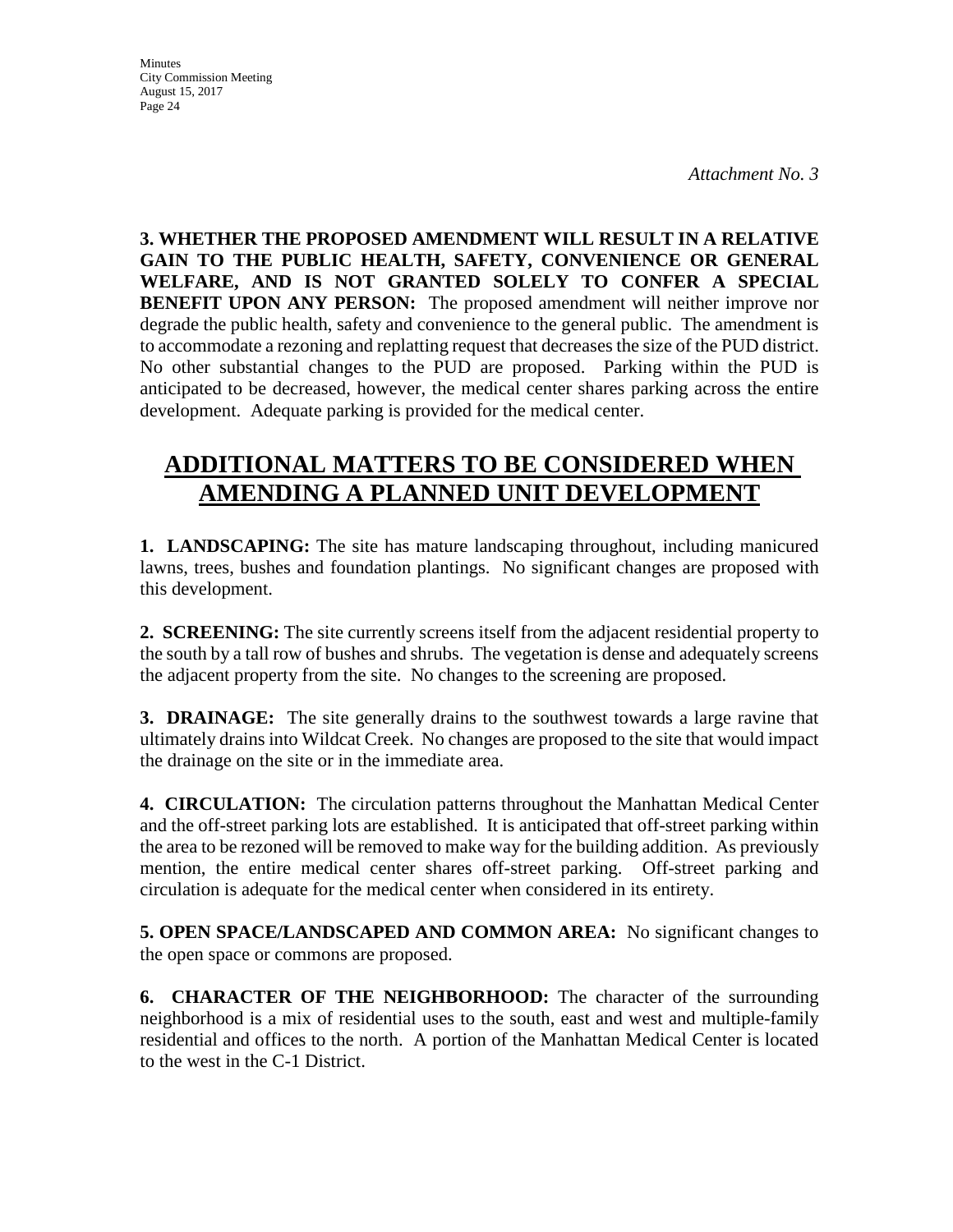*Attachment No. 3*

**3. WHETHER THE PROPOSED AMENDMENT WILL RESULT IN A RELATIVE GAIN TO THE PUBLIC HEALTH, SAFETY, CONVENIENCE OR GENERAL WELFARE, AND IS NOT GRANTED SOLELY TO CONFER A SPECIAL BENEFIT UPON ANY PERSON:** The proposed amendment will neither improve nor degrade the public health, safety and convenience to the general public. The amendment is to accommodate a rezoning and replatting request that decreases the size of the PUD district. No other substantial changes to the PUD are proposed. Parking within the PUD is anticipated to be decreased, however, the medical center shares parking across the entire development. Adequate parking is provided for the medical center.

# ADDITIONAL MATTERS TO BE CONSIDERED WHEN AMENDING A PLANNED UNIT DEVELOPMENT

**1. LANDSCAPING:** The site has mature landscaping throughout, including manicured lawns, trees, bushes and foundation plantings. No significant changes are proposed with this development.

**2. SCREENING:** The site currently screens itself from the adjacent residential property to the south by a tall row of bushes and shrubs. The vegetation is dense and adequately screens the adjacent property from the site. No changes to the screening are proposed.

**3. DRAINAGE:** The site generally drains to the southwest towards a large ravine that ultimately drains into Wildcat Creek. No changes are proposed to the site that would impact the drainage on the site or in the immediate area.

**4. CIRCULATION:** The circulation patterns throughout the Manhattan Medical Center and the off-street parking lots are established. It is anticipated that off-street parking within the area to be rezoned will be removed to make way for the building addition. As previously mention, the entire medical center shares off-street parking. Off-street parking and circulation is adequate for the medical center when considered in its entirety.

**5. OPEN SPACE/LANDSCAPED AND COMMON AREA:** No significant changes to the open space or commons are proposed.

**6. CHARACTER OF THE NEIGHBORHOOD:** The character of the surrounding neighborhood is a mix of residential uses to the south, east and west and multiple-family residential and offices to the north. A portion of the Manhattan Medical Center is located to the west in the C-1 District.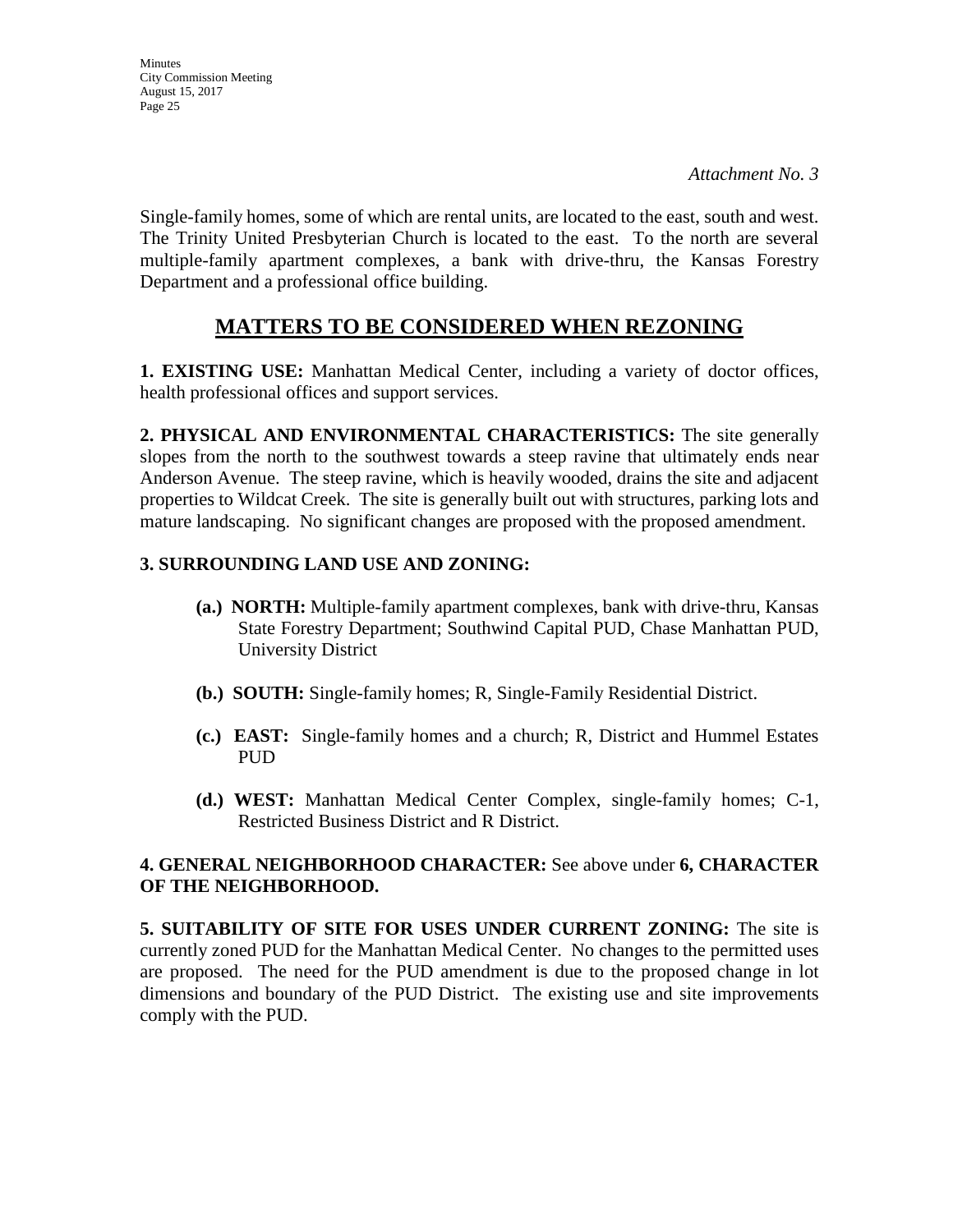*Attachment No. 3*

Single-family homes, some of which are rental units, are located to the east, south and west. The Trinity United Presbyterian Church is located to the east. To the north are several multiple-family apartment complexes, a bank with drive-thru, the Kansas Forestry Department and a professional office building.

## MATTERS TO BE CONSIDERED WHEN REZONING

**1. EXISTING USE:** Manhattan Medical Center, including a variety of doctor offices, health professional offices and support services.

**2. PHYSICAL AND ENVIRONMENTAL CHARACTERISTICS:** The site generally slopes from the north to the southwest towards a steep ravine that ultimately ends near Anderson Avenue. The steep ravine, which is heavily wooded, drains the site and adjacent properties to Wildcat Creek. The site is generally built out with structures, parking lots and mature landscaping. No significant changes are proposed with the proposed amendment.

**3. SURROUNDING LAND USE AND ZONING:**

- **(a.) NORTH:** Multiple-family apartment complexes, bank with drive-thru, Kansas State Forestry Department; Southwind Capital PUD, Chase Manhattan PUD, University District

- **(b.) SOUTH:** Single-family homes; R, Single-Family Residential District.

- **(c.) EAST:** Single-family homes and a church; R, District and Hummel Estates PUD

- **(d.) WEST:** Manhattan Medical Center Complex, single-family homes; C-1, Restricted Business District and R District.

**4. GENERAL NEIGHBORHOOD CHARACTER:** See above under **6, CHARACTER OF THE NEIGHBORHOOD.**

**5. SUITABILITY OF SITE FOR USES UNDER CURRENT ZONING:** The site is currently zoned PUD for the Manhattan Medical Center. No changes to the permitted uses are proposed. The need for the PUD amendment is due to the proposed change in lot dimensions and boundary of the PUD District. The existing use and site improvements comply with the PUD.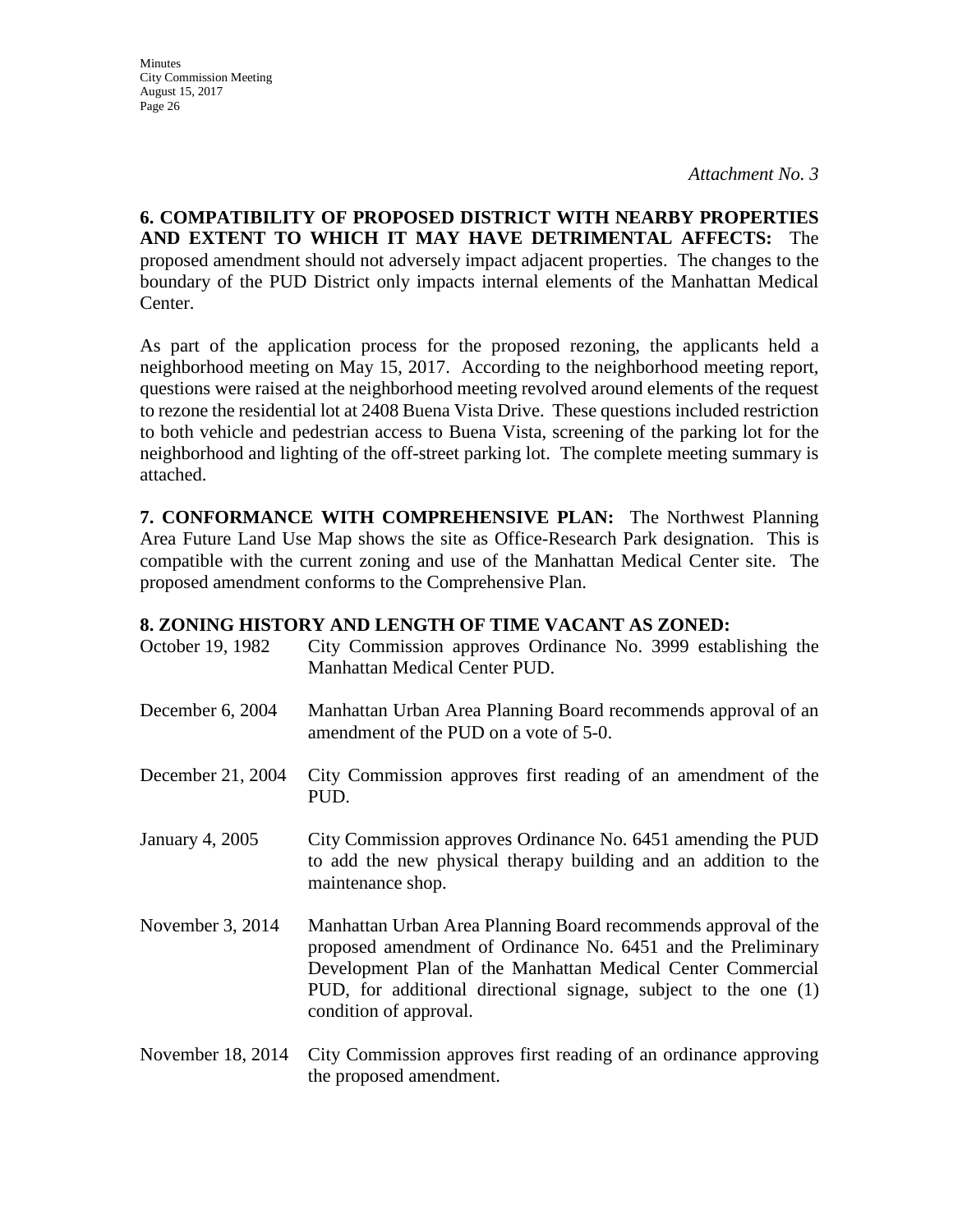*Attachment No. 3*

**6. COMPATIBILITY OF PROPOSED DISTRICT WITH NEARBY PROPERTIES AND EXTENT TO WHICH IT MAY HAVE DETRIMENTAL AFFECTS:** The proposed amendment should not adversely impact adjacent properties. The changes to the boundary of the PUD District only impacts internal elements of the Manhattan Medical Center.

As part of the application process for the proposed rezoning, the applicants held a neighborhood meeting on May 15, 2017. According to the neighborhood meeting report, questions were raised at the neighborhood meeting revolved around elements of the request to rezone the residential lot at 2408 Buena Vista Drive. These questions included restriction to both vehicle and pedestrian access to Buena Vista, screening of the parking lot for the neighborhood and lighting of the off-street parking lot. The complete meeting summary is attached.

**7. CONFORMANCE WITH COMPREHENSIVE PLAN:** The Northwest Planning Area Future Land Use Map shows the site as Office-Research Park designation. This is compatible with the current zoning and use of the Manhattan Medical Center site. The proposed amendment conforms to the Comprehensive Plan.

**8. ZONING HISTORY AND LENGTH OF TIME VACANT AS ZONED:**

| | |
|---|---|
| October 19, 1982 | City Commission approves Ordinance No. 3999 establishing the Manhattan Medical Center PUD. |
| December 6, 2004 | Manhattan Urban Area Planning Board recommends approval of an amendment of the PUD on a vote of 5-0. |
| December 21, 2004 | City Commission approves first reading of an amendment of the PUD. |
| January 4, 2005 | City Commission approves Ordinance No. 6451 amending the PUD to add the new physical therapy building and an addition to the maintenance shop. |
| November 3, 2014 | Manhattan Urban Area Planning Board recommends approval of the proposed amendment of Ordinance No. 6451 and the Preliminary Development Plan of the Manhattan Medical Center Commercial PUD, for additional directional signage, subject to the one (1) condition of approval. |
| November 18, 2014 | City Commission approves first reading of an ordinance approving the proposed amendment. |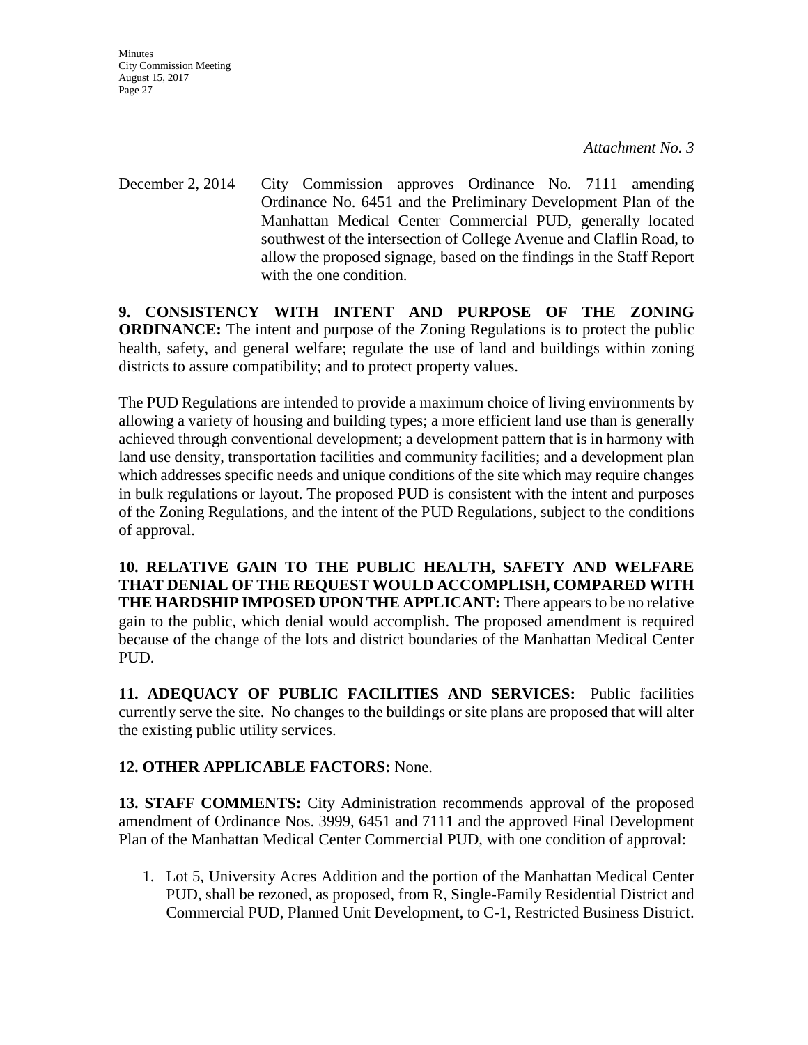*Attachment No. 3*

December 2, 2014 City Commission approves Ordinance No. 7111 amending Ordinance No. 6451 and the Preliminary Development Plan of the Manhattan Medical Center Commercial PUD, generally located southwest of the intersection of College Avenue and Claflin Road, to allow the proposed signage, based on the findings in the Staff Report with the one condition.

**9. CONSISTENCY WITH INTENT AND PURPOSE OF THE ZONING ORDINANCE:** The intent and purpose of the Zoning Regulations is to protect the public health, safety, and general welfare; regulate the use of land and buildings within zoning districts to assure compatibility; and to protect property values.

The PUD Regulations are intended to provide a maximum choice of living environments by allowing a variety of housing and building types; a more efficient land use than is generally achieved through conventional development; a development pattern that is in harmony with land use density, transportation facilities and community facilities; and a development plan which addresses specific needs and unique conditions of the site which may require changes in bulk regulations or layout. The proposed PUD is consistent with the intent and purposes of the Zoning Regulations, and the intent of the PUD Regulations, subject to the conditions of approval.

**10. RELATIVE GAIN TO THE PUBLIC HEALTH, SAFETY AND WELFARE THAT DENIAL OF THE REQUEST WOULD ACCOMPLISH, COMPARED WITH THE HARDSHIP IMPOSED UPON THE APPLICANT:** There appears to be no relative gain to the public, which denial would accomplish. The proposed amendment is required because of the change of the lots and district boundaries of the Manhattan Medical Center PUD.

**11. ADEQUACY OF PUBLIC FACILITIES AND SERVICES:** Public facilities currently serve the site. No changes to the buildings or site plans are proposed that will alter the existing public utility services.

**12. OTHER APPLICABLE FACTORS:** None.

**13. STAFF COMMENTS:** City Administration recommends approval of the proposed amendment of Ordinance Nos. 3999, 6451 and 7111 and the approved Final Development Plan of the Manhattan Medical Center Commercial PUD, with one condition of approval:

1. Lot 5, University Acres Addition and the portion of the Manhattan Medical Center PUD, shall be rezoned, as proposed, from R, Single-Family Residential District and Commercial PUD, Planned Unit Development, to C-1, Restricted Business District.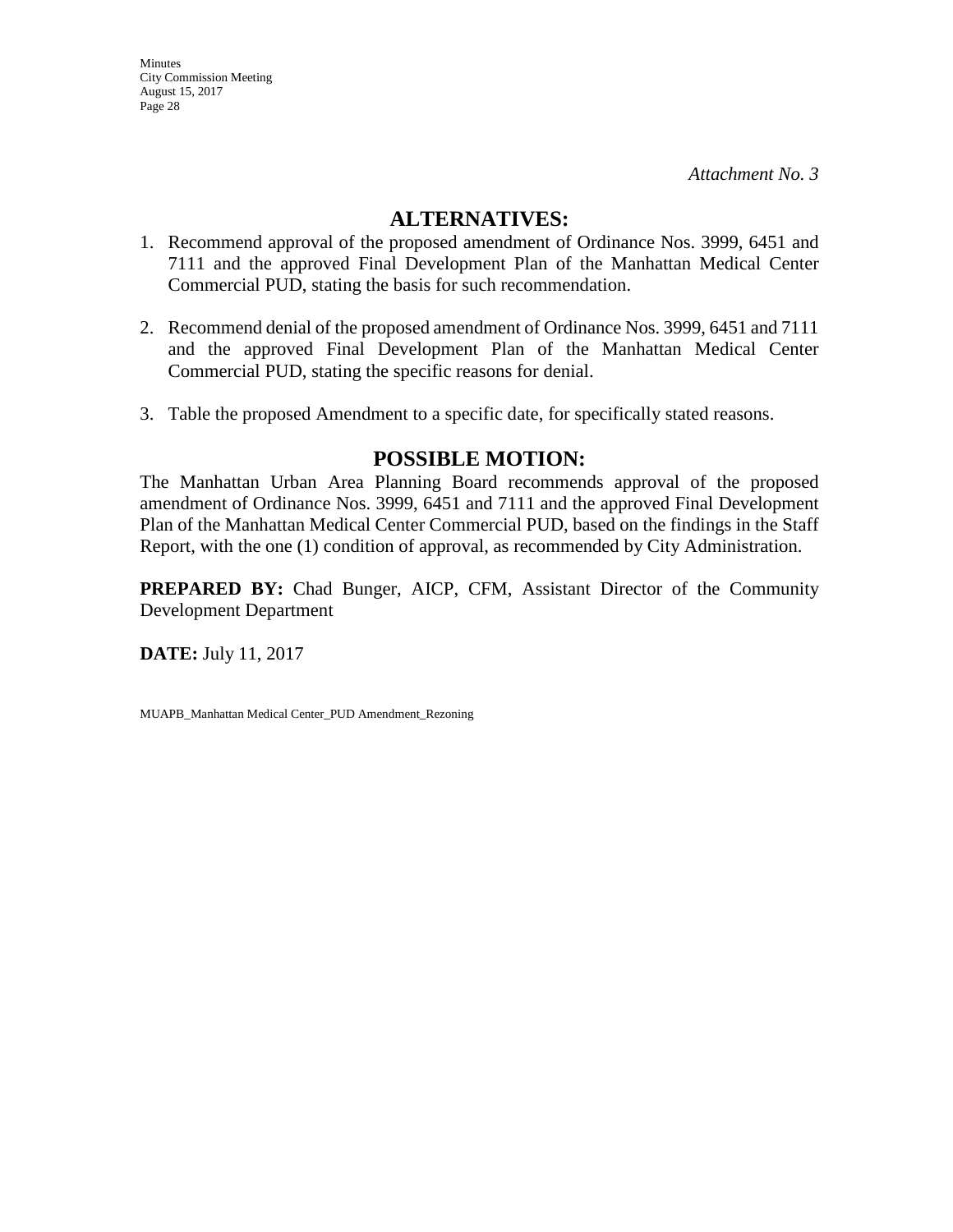*Attachment No. 3*

## ALTERNATIVES:

1. Recommend approval of the proposed amendment of Ordinance Nos. 3999, 6451 and 7111 and the approved Final Development Plan of the Manhattan Medical Center Commercial PUD, stating the basis for such recommendation.

2. Recommend denial of the proposed amendment of Ordinance Nos. 3999, 6451 and 7111 and the approved Final Development Plan of the Manhattan Medical Center Commercial PUD, stating the specific reasons for denial.

3. Table the proposed Amendment to a specific date, for specifically stated reasons.

## POSSIBLE MOTION:

The Manhattan Urban Area Planning Board recommends approval of the proposed amendment of Ordinance Nos. 3999, 6451 and 7111 and the approved Final Development Plan of the Manhattan Medical Center Commercial PUD, based on the findings in the Staff Report, with the one (1) condition of approval, as recommended by City Administration.

**PREPARED BY:** Chad Bunger, AICP, CFM, Assistant Director of the Community Development Department

**DATE:** July 11, 2017

MUAPB_Manhattan Medical Center_PUD Amendment_Rezoning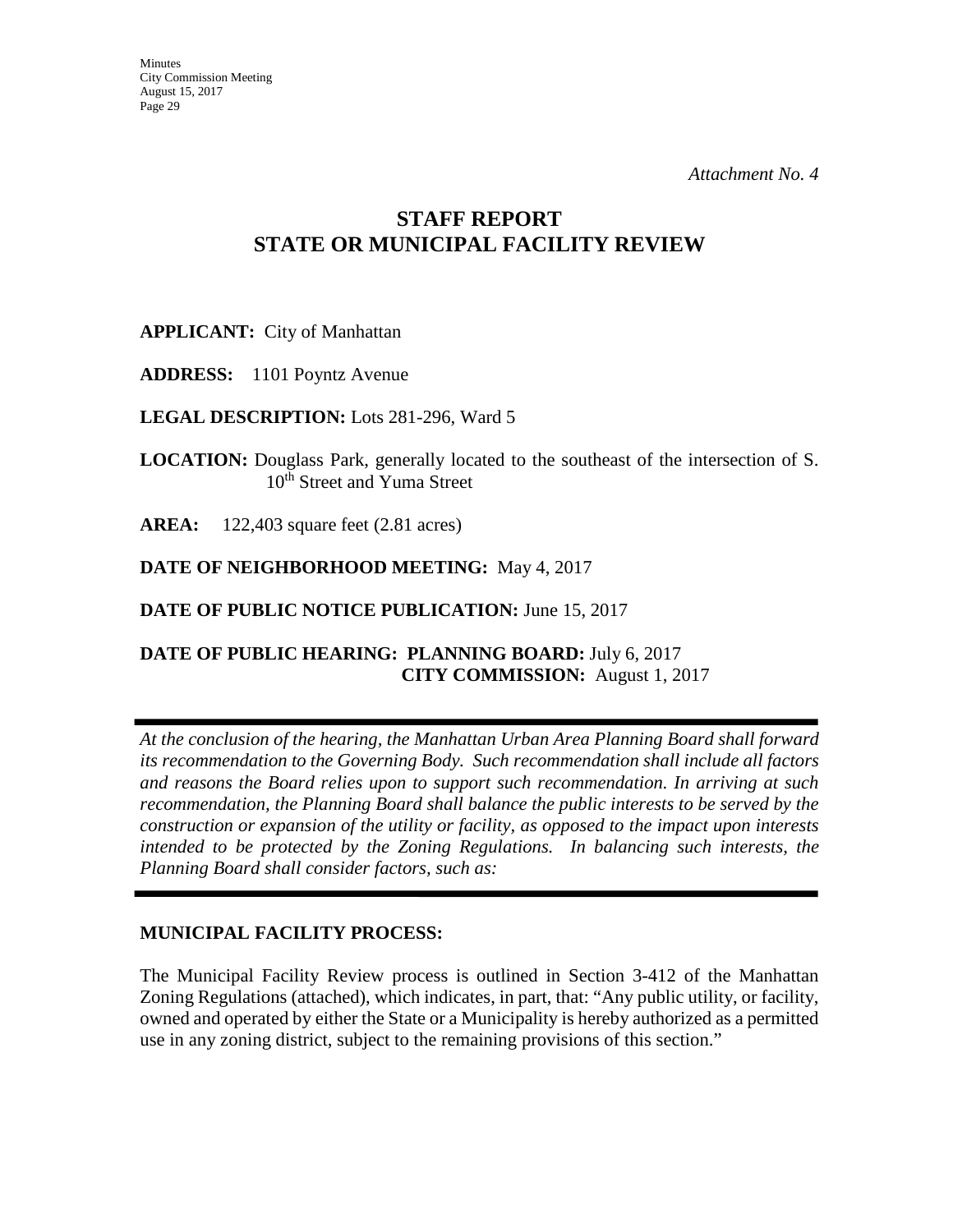*Attachment No. 4*

# STAFF REPORT
# STATE OR MUNICIPAL FACILITY REVIEW

**APPLICANT:** City of Manhattan

**ADDRESS:** 1101 Poyntz Avenue

**LEGAL DESCRIPTION:** Lots 281-296, Ward 5

**LOCATION:** Douglass Park, generally located to the southeast of the intersection of S. 10th Street and Yuma Street

**AREA:** 122,403 square feet (2.81 acres)

**DATE OF NEIGHBORHOOD MEETING:** May 4, 2017

**DATE OF PUBLIC NOTICE PUBLICATION:** June 15, 2017

**DATE OF PUBLIC HEARING: PLANNING BOARD:** July 6, 2017
**CITY COMMISSION:** August 1, 2017

---

*At the conclusion of the hearing, the Manhattan Urban Area Planning Board shall forward its recommendation to the Governing Body. Such recommendation shall include all factors and reasons the Board relies upon to support such recommendation. In arriving at such recommendation, the Planning Board shall balance the public interests to be served by the construction or expansion of the utility or facility, as opposed to the impact upon interests intended to be protected by the Zoning Regulations. In balancing such interests, the Planning Board shall consider factors, such as:*

---

## MUNICIPAL FACILITY PROCESS:

The Municipal Facility Review process is outlined in Section 3-412 of the Manhattan Zoning Regulations (attached), which indicates, in part, that: "Any public utility, or facility, owned and operated by either the State or a Municipality is hereby authorized as a permitted use in any zoning district, subject to the remaining provisions of this section."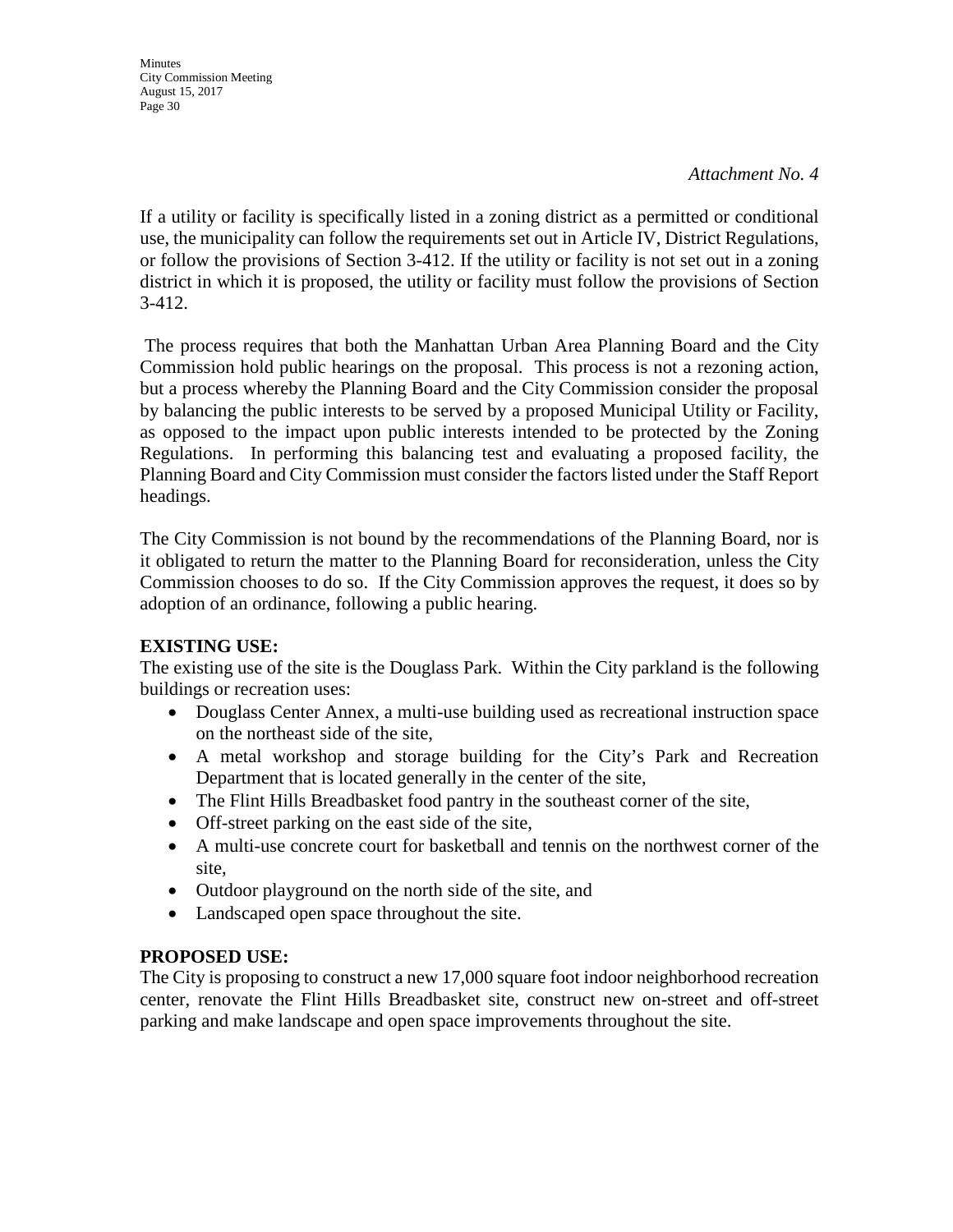*Attachment No. 4*

If a utility or facility is specifically listed in a zoning district as a permitted or conditional use, the municipality can follow the requirements set out in Article IV, District Regulations, or follow the provisions of Section 3-412. If the utility or facility is not set out in a zoning district in which it is proposed, the utility or facility must follow the provisions of Section 3-412.

The process requires that both the Manhattan Urban Area Planning Board and the City Commission hold public hearings on the proposal. This process is not a rezoning action, but a process whereby the Planning Board and the City Commission consider the proposal by balancing the public interests to be served by a proposed Municipal Utility or Facility, as opposed to the impact upon public interests intended to be protected by the Zoning Regulations. In performing this balancing test and evaluating a proposed facility, the Planning Board and City Commission must consider the factors listed under the Staff Report headings.

The City Commission is not bound by the recommendations of the Planning Board, nor is it obligated to return the matter to the Planning Board for reconsideration, unless the City Commission chooses to do so. If the City Commission approves the request, it does so by adoption of an ordinance, following a public hearing.

**EXISTING USE:**
The existing use of the site is the Douglass Park. Within the City parkland is the following buildings or recreation uses:

- Douglass Center Annex, a multi-use building used as recreational instruction space on the northeast side of the site,
- A metal workshop and storage building for the City's Park and Recreation Department that is located generally in the center of the site,
- The Flint Hills Breadbasket food pantry in the southeast corner of the site,
- Off-street parking on the east side of the site,
- A multi-use concrete court for basketball and tennis on the northwest corner of the site,
- Outdoor playground on the north side of the site, and
- Landscaped open space throughout the site.

**PROPOSED USE:**
The City is proposing to construct a new 17,000 square foot indoor neighborhood recreation center, renovate the Flint Hills Breadbasket site, construct new on-street and off-street parking and make landscape and open space improvements throughout the site.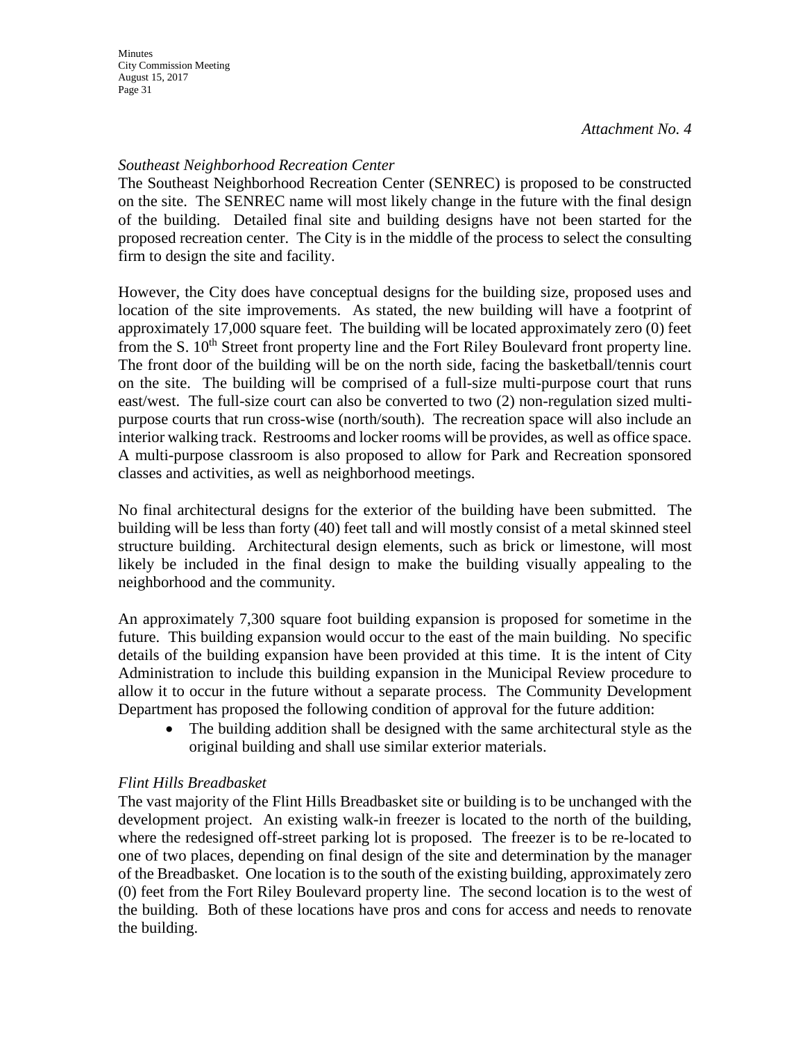*Attachment No. 4*

*Southeast Neighborhood Recreation Center*

The Southeast Neighborhood Recreation Center (SENREC) is proposed to be constructed on the site. The SENREC name will most likely change in the future with the final design of the building. Detailed final site and building designs have not been started for the proposed recreation center. The City is in the middle of the process to select the consulting firm to design the site and facility.

However, the City does have conceptual designs for the building size, proposed uses and location of the site improvements. As stated, the new building will have a footprint of approximately 17,000 square feet. The building will be located approximately zero (0) feet from the S. 10th Street front property line and the Fort Riley Boulevard front property line. The front door of the building will be on the north side, facing the basketball/tennis court on the site. The building will be comprised of a full-size multi-purpose court that runs east/west. The full-size court can also be converted to two (2) non-regulation sized multi-purpose courts that run cross-wise (north/south). The recreation space will also include an interior walking track. Restrooms and locker rooms will be provides, as well as office space. A multi-purpose classroom is also proposed to allow for Park and Recreation sponsored classes and activities, as well as neighborhood meetings.

No final architectural designs for the exterior of the building have been submitted. The building will be less than forty (40) feet tall and will mostly consist of a metal skinned steel structure building. Architectural design elements, such as brick or limestone, will most likely be included in the final design to make the building visually appealing to the neighborhood and the community.

An approximately 7,300 square foot building expansion is proposed for sometime in the future. This building expansion would occur to the east of the main building. No specific details of the building expansion have been provided at this time. It is the intent of City Administration to include this building expansion in the Municipal Review procedure to allow it to occur in the future without a separate process. The Community Development Department has proposed the following condition of approval for the future addition:

- The building addition shall be designed with the same architectural style as the original building and shall use similar exterior materials.

*Flint Hills Breadbasket*

The vast majority of the Flint Hills Breadbasket site or building is to be unchanged with the development project. An existing walk-in freezer is located to the north of the building, where the redesigned off-street parking lot is proposed. The freezer is to be re-located to one of two places, depending on final design of the site and determination by the manager of the Breadbasket. One location is to the south of the existing building, approximately zero (0) feet from the Fort Riley Boulevard property line. The second location is to the west of the building. Both of these locations have pros and cons for access and needs to renovate the building.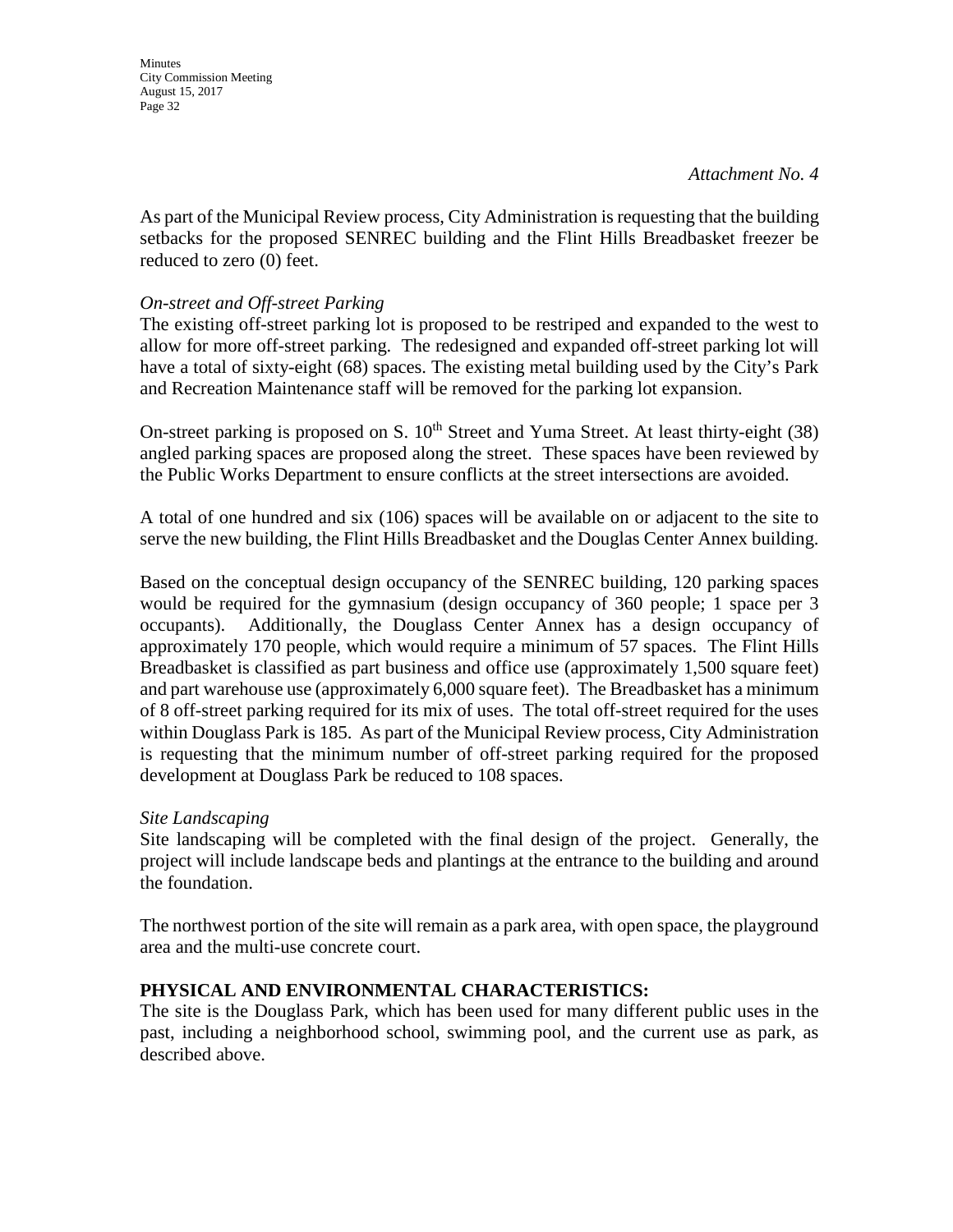*Attachment No. 4*

As part of the Municipal Review process, City Administration is requesting that the building setbacks for the proposed SENREC building and the Flint Hills Breadbasket freezer be reduced to zero (0) feet.

*On-street and Off-street Parking*

The existing off-street parking lot is proposed to be restriped and expanded to the west to allow for more off-street parking. The redesigned and expanded off-street parking lot will have a total of sixty-eight (68) spaces. The existing metal building used by the City's Park and Recreation Maintenance staff will be removed for the parking lot expansion.

On-street parking is proposed on S. 10th Street and Yuma Street. At least thirty-eight (38) angled parking spaces are proposed along the street. These spaces have been reviewed by the Public Works Department to ensure conflicts at the street intersections are avoided.

A total of one hundred and six (106) spaces will be available on or adjacent to the site to serve the new building, the Flint Hills Breadbasket and the Douglas Center Annex building.

Based on the conceptual design occupancy of the SENREC building, 120 parking spaces would be required for the gymnasium (design occupancy of 360 people; 1 space per 3 occupants). Additionally, the Douglass Center Annex has a design occupancy of approximately 170 people, which would require a minimum of 57 spaces. The Flint Hills Breadbasket is classified as part business and office use (approximately 1,500 square feet) and part warehouse use (approximately 6,000 square feet). The Breadbasket has a minimum of 8 off-street parking required for its mix of uses. The total off-street required for the uses within Douglass Park is 185. As part of the Municipal Review process, City Administration is requesting that the minimum number of off-street parking required for the proposed development at Douglass Park be reduced to 108 spaces.

*Site Landscaping*

Site landscaping will be completed with the final design of the project. Generally, the project will include landscape beds and plantings at the entrance to the building and around the foundation.

The northwest portion of the site will remain as a park area, with open space, the playground area and the multi-use concrete court.

**PHYSICAL AND ENVIRONMENTAL CHARACTERISTICS:**

The site is the Douglass Park, which has been used for many different public uses in the past, including a neighborhood school, swimming pool, and the current use as park, as described above.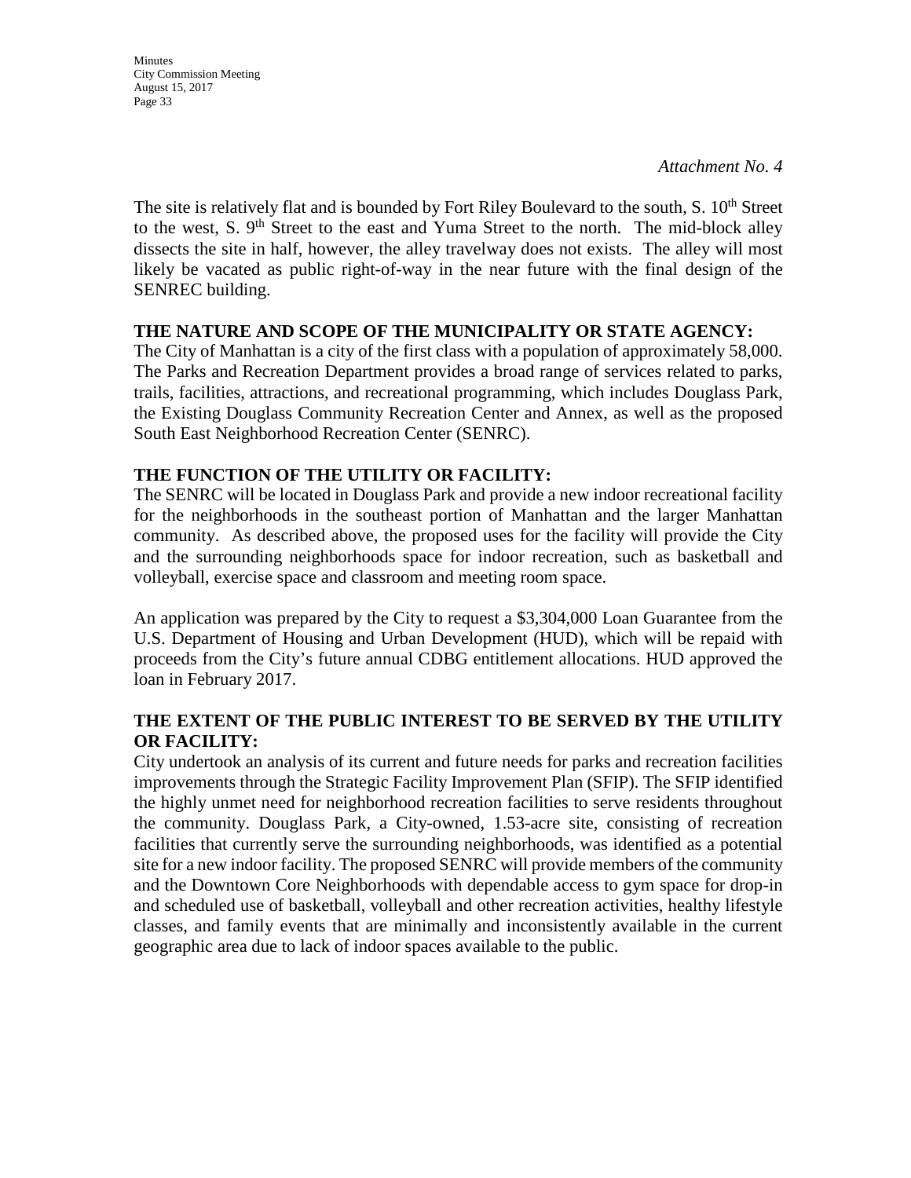*Attachment No. 4*

The site is relatively flat and is bounded by Fort Riley Boulevard to the south, S. 10th Street to the west, S. 9th Street to the east and Yuma Street to the north. The mid-block alley dissects the site in half, however, the alley travelway does not exists. The alley will most likely be vacated as public right-of-way in the near future with the final design of the SENREC building.

**THE NATURE AND SCOPE OF THE MUNICIPALITY OR STATE AGENCY:**
The City of Manhattan is a city of the first class with a population of approximately 58,000. The Parks and Recreation Department provides a broad range of services related to parks, trails, facilities, attractions, and recreational programming, which includes Douglass Park, the Existing Douglass Community Recreation Center and Annex, as well as the proposed South East Neighborhood Recreation Center (SENRC).

**THE FUNCTION OF THE UTILITY OR FACILITY:**
The SENRC will be located in Douglass Park and provide a new indoor recreational facility for the neighborhoods in the southeast portion of Manhattan and the larger Manhattan community. As described above, the proposed uses for the facility will provide the City and the surrounding neighborhoods space for indoor recreation, such as basketball and volleyball, exercise space and classroom and meeting room space.

An application was prepared by the City to request a $3,304,000 Loan Guarantee from the U.S. Department of Housing and Urban Development (HUD), which will be repaid with proceeds from the City's future annual CDBG entitlement allocations. HUD approved the loan in February 2017.

**THE EXTENT OF THE PUBLIC INTEREST TO BE SERVED BY THE UTILITY OR FACILITY:**
City undertook an analysis of its current and future needs for parks and recreation facilities improvements through the Strategic Facility Improvement Plan (SFIP). The SFIP identified the highly unmet need for neighborhood recreation facilities to serve residents throughout the community. Douglass Park, a City-owned, 1.53-acre site, consisting of recreation facilities that currently serve the surrounding neighborhoods, was identified as a potential site for a new indoor facility. The proposed SENRC will provide members of the community and the Downtown Core Neighborhoods with dependable access to gym space for drop-in and scheduled use of basketball, volleyball and other recreation activities, healthy lifestyle classes, and family events that are minimally and inconsistently available in the current geographic area due to lack of indoor spaces available to the public.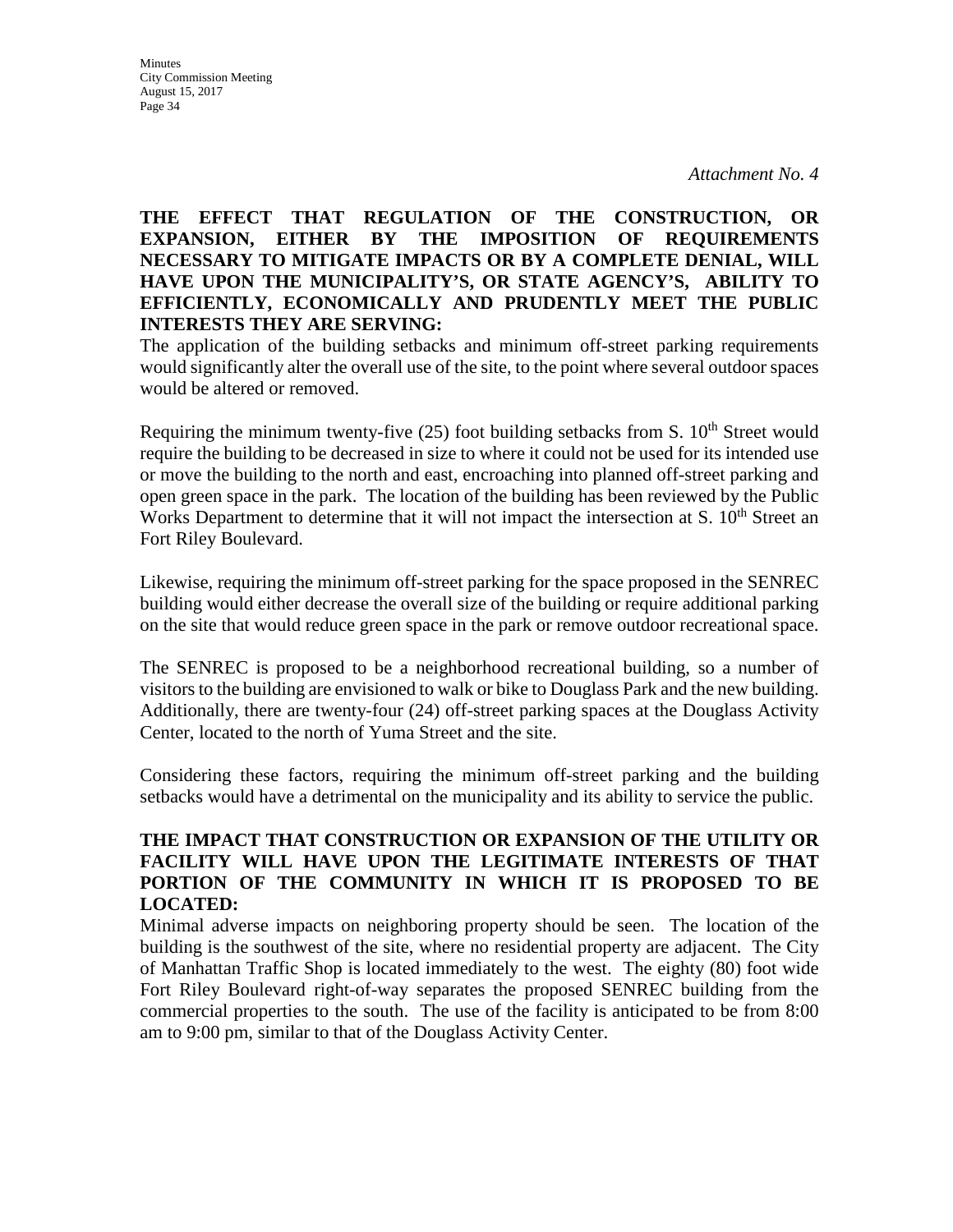*Attachment No. 4*

**THE EFFECT THAT REGULATION OF THE CONSTRUCTION, OR EXPANSION, EITHER BY THE IMPOSITION OF REQUIREMENTS NECESSARY TO MITIGATE IMPACTS OR BY A COMPLETE DENIAL, WILL HAVE UPON THE MUNICIPALITY'S, OR STATE AGENCY'S, ABILITY TO EFFICIENTLY, ECONOMICALLY AND PRUDENTLY MEET THE PUBLIC INTERESTS THEY ARE SERVING:**

The application of the building setbacks and minimum off-street parking requirements would significantly alter the overall use of the site, to the point where several outdoor spaces would be altered or removed.

Requiring the minimum twenty-five (25) foot building setbacks from S. 10th Street would require the building to be decreased in size to where it could not be used for its intended use or move the building to the north and east, encroaching into planned off-street parking and open green space in the park. The location of the building has been reviewed by the Public Works Department to determine that it will not impact the intersection at S. 10th Street an Fort Riley Boulevard.

Likewise, requiring the minimum off-street parking for the space proposed in the SENREC building would either decrease the overall size of the building or require additional parking on the site that would reduce green space in the park or remove outdoor recreational space.

The SENREC is proposed to be a neighborhood recreational building, so a number of visitors to the building are envisioned to walk or bike to Douglass Park and the new building. Additionally, there are twenty-four (24) off-street parking spaces at the Douglass Activity Center, located to the north of Yuma Street and the site.

Considering these factors, requiring the minimum off-street parking and the building setbacks would have a detrimental on the municipality and its ability to service the public.

**THE IMPACT THAT CONSTRUCTION OR EXPANSION OF THE UTILITY OR FACILITY WILL HAVE UPON THE LEGITIMATE INTERESTS OF THAT PORTION OF THE COMMUNITY IN WHICH IT IS PROPOSED TO BE LOCATED:**

Minimal adverse impacts on neighboring property should be seen. The location of the building is the southwest of the site, where no residential property are adjacent. The City of Manhattan Traffic Shop is located immediately to the west. The eighty (80) foot wide Fort Riley Boulevard right-of-way separates the proposed SENREC building from the commercial properties to the south. The use of the facility is anticipated to be from 8:00 am to 9:00 pm, similar to that of the Douglass Activity Center.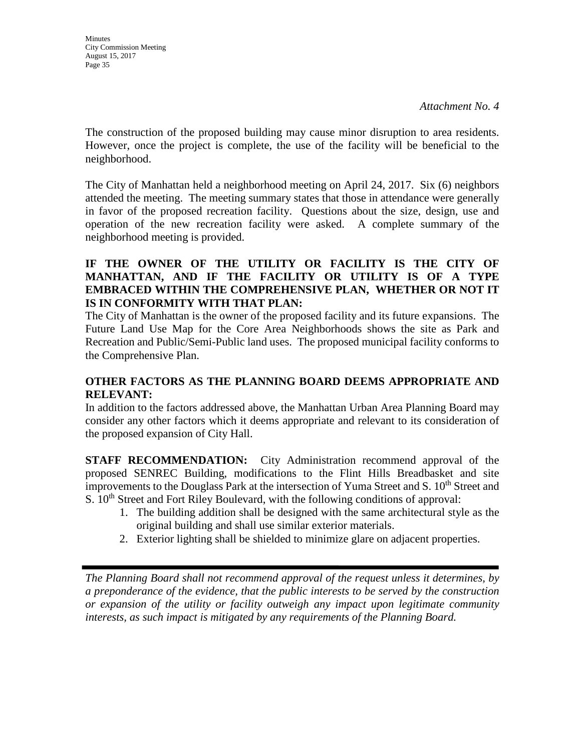*Attachment No. 4*

The construction of the proposed building may cause minor disruption to area residents. However, once the project is complete, the use of the facility will be beneficial to the neighborhood.

The City of Manhattan held a neighborhood meeting on April 24, 2017. Six (6) neighbors attended the meeting. The meeting summary states that those in attendance were generally in favor of the proposed recreation facility. Questions about the size, design, use and operation of the new recreation facility were asked. A complete summary of the neighborhood meeting is provided.

**IF THE OWNER OF THE UTILITY OR FACILITY IS THE CITY OF MANHATTAN, AND IF THE FACILITY OR UTILITY IS OF A TYPE EMBRACED WITHIN THE COMPREHENSIVE PLAN, WHETHER OR NOT IT IS IN CONFORMITY WITH THAT PLAN:**

The City of Manhattan is the owner of the proposed facility and its future expansions. The Future Land Use Map for the Core Area Neighborhoods shows the site as Park and Recreation and Public/Semi-Public land uses. The proposed municipal facility conforms to the Comprehensive Plan.

**OTHER FACTORS AS THE PLANNING BOARD DEEMS APPROPRIATE AND RELEVANT:**

In addition to the factors addressed above, the Manhattan Urban Area Planning Board may consider any other factors which it deems appropriate and relevant to its consideration of the proposed expansion of City Hall.

**STAFF RECOMMENDATION:** City Administration recommend approval of the proposed SENREC Building, modifications to the Flint Hills Breadbasket and site improvements to the Douglass Park at the intersection of Yuma Street and S. 10th Street and S. 10th Street and Fort Riley Boulevard, with the following conditions of approval:

1. The building addition shall be designed with the same architectural style as the original building and shall use similar exterior materials.
2. Exterior lighting shall be shielded to minimize glare on adjacent properties.

---

*The Planning Board shall not recommend approval of the request unless it determines, by a preponderance of the evidence, that the public interests to be served by the construction or expansion of the utility or facility outweigh any impact upon legitimate community interests, as such impact is mitigated by any requirements of the Planning Board.*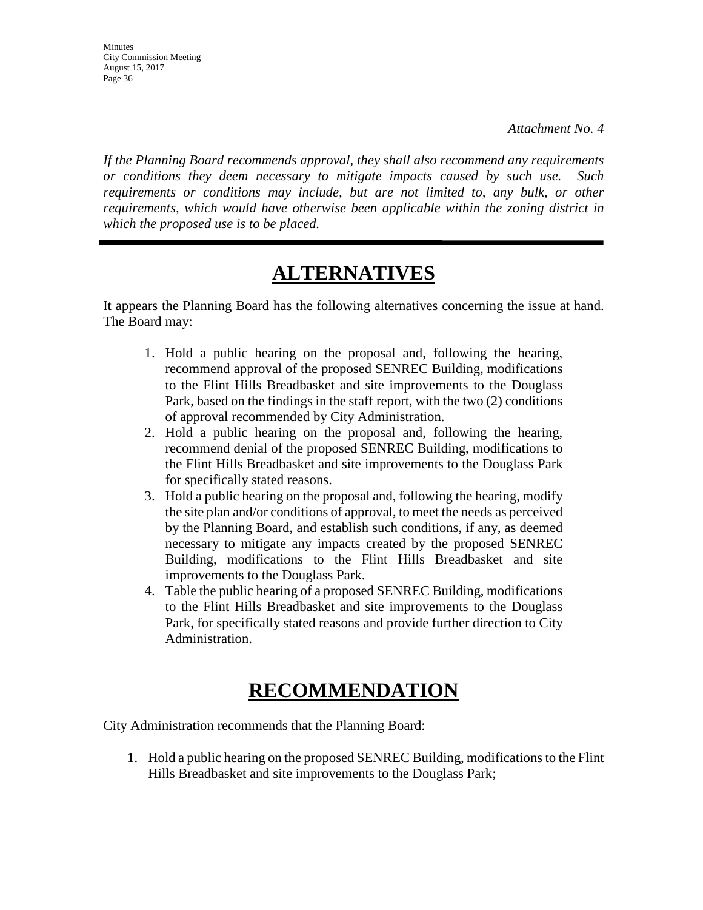*Attachment No. 4*

*If the Planning Board recommends approval, they shall also recommend any requirements or conditions they deem necessary to mitigate impacts caused by such use. Such requirements or conditions may include, but are not limited to, any bulk, or other requirements, which would have otherwise been applicable within the zoning district in which the proposed use is to be placed.*

---

# ALTERNATIVES

It appears the Planning Board has the following alternatives concerning the issue at hand. The Board may:

1. Hold a public hearing on the proposal and, following the hearing, recommend approval of the proposed SENREC Building, modifications to the Flint Hills Breadbasket and site improvements to the Douglass Park, based on the findings in the staff report, with the two (2) conditions of approval recommended by City Administration.
2. Hold a public hearing on the proposal and, following the hearing, recommend denial of the proposed SENREC Building, modifications to the Flint Hills Breadbasket and site improvements to the Douglass Park for specifically stated reasons.
3. Hold a public hearing on the proposal and, following the hearing, modify the site plan and/or conditions of approval, to meet the needs as perceived by the Planning Board, and establish such conditions, if any, as deemed necessary to mitigate any impacts created by the proposed SENREC Building, modifications to the Flint Hills Breadbasket and site improvements to the Douglass Park.
4. Table the public hearing of a proposed SENREC Building, modifications to the Flint Hills Breadbasket and site improvements to the Douglass Park, for specifically stated reasons and provide further direction to City Administration.

# RECOMMENDATION

City Administration recommends that the Planning Board:

1. Hold a public hearing on the proposed SENREC Building, modifications to the Flint Hills Breadbasket and site improvements to the Douglass Park;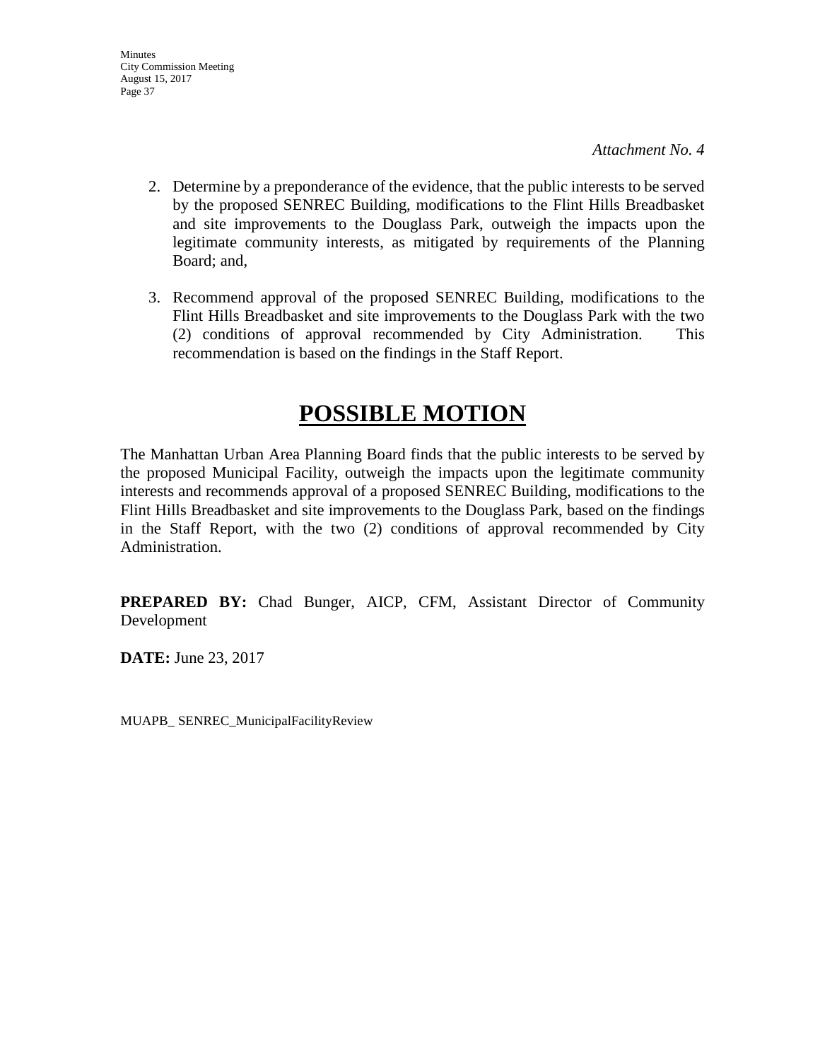*Attachment No. 4*

2. Determine by a preponderance of the evidence, that the public interests to be served by the proposed SENREC Building, modifications to the Flint Hills Breadbasket and site improvements to the Douglass Park, outweigh the impacts upon the legitimate community interests, as mitigated by requirements of the Planning Board; and,

3. Recommend approval of the proposed SENREC Building, modifications to the Flint Hills Breadbasket and site improvements to the Douglass Park with the two (2) conditions of approval recommended by City Administration. This recommendation is based on the findings in the Staff Report.

# POSSIBLE MOTION

The Manhattan Urban Area Planning Board finds that the public interests to be served by the proposed Municipal Facility, outweigh the impacts upon the legitimate community interests and recommends approval of a proposed SENREC Building, modifications to the Flint Hills Breadbasket and site improvements to the Douglass Park, based on the findings in the Staff Report, with the two (2) conditions of approval recommended by City Administration.

**PREPARED BY:** Chad Bunger, AICP, CFM, Assistant Director of Community Development

**DATE:** June 23, 2017

MUAPB_ SENREC_MunicipalFacilityReview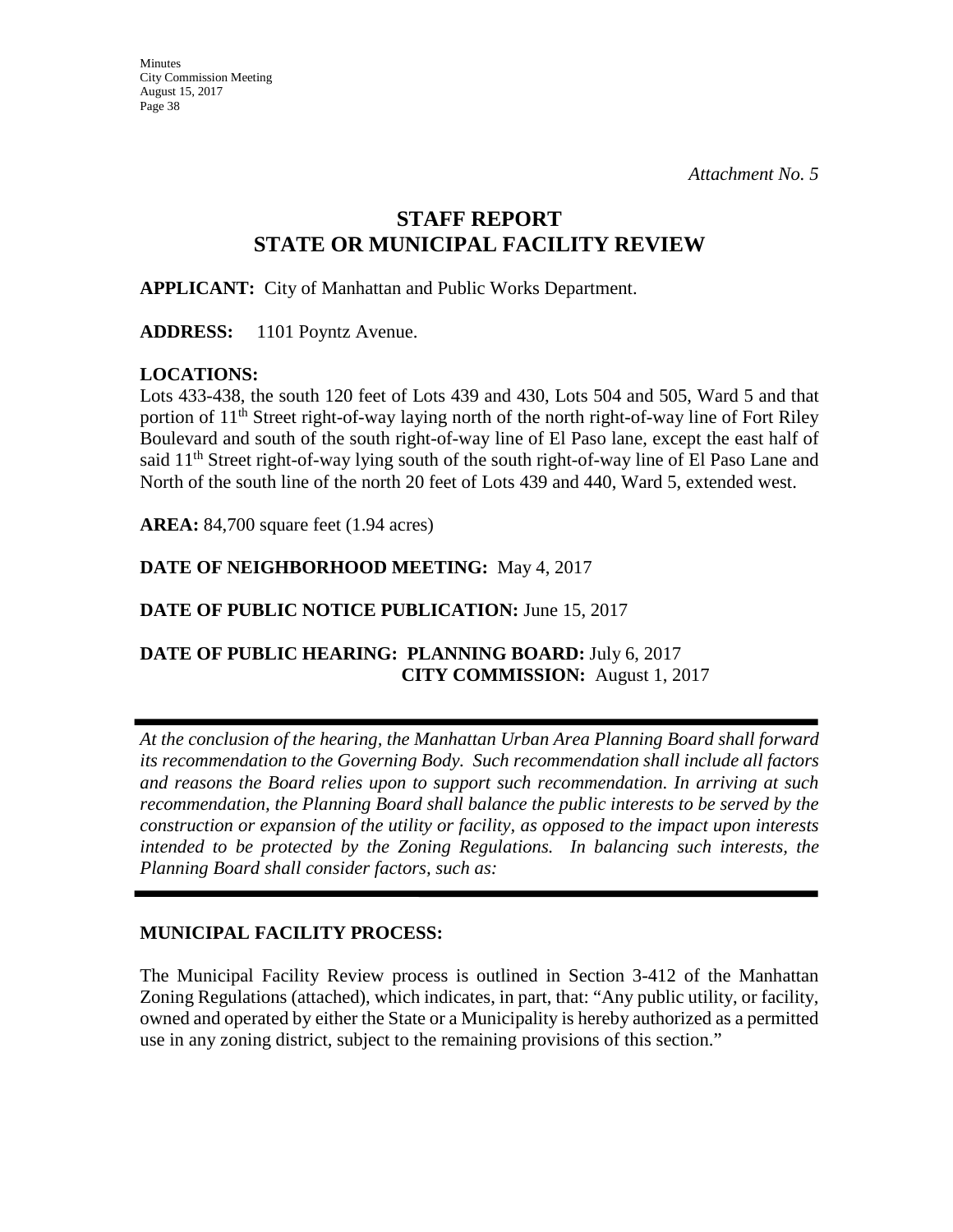*Attachment No. 5*

# STAFF REPORT
# STATE OR MUNICIPAL FACILITY REVIEW

**APPLICANT:** City of Manhattan and Public Works Department.

**ADDRESS:** 1101 Poyntz Avenue.

**LOCATIONS:**
Lots 433-438, the south 120 feet of Lots 439 and 430, Lots 504 and 505, Ward 5 and that portion of 11th Street right-of-way laying north of the north right-of-way line of Fort Riley Boulevard and south of the south right-of-way line of El Paso lane, except the east half of said 11th Street right-of-way lying south of the south right-of-way line of El Paso Lane and North of the south line of the north 20 feet of Lots 439 and 440, Ward 5, extended west.

**AREA:** 84,700 square feet (1.94 acres)

**DATE OF NEIGHBORHOOD MEETING:** May 4, 2017

**DATE OF PUBLIC NOTICE PUBLICATION:** June 15, 2017

**DATE OF PUBLIC HEARING: PLANNING BOARD:** July 6, 2017
**CITY COMMISSION:** August 1, 2017

---

*At the conclusion of the hearing, the Manhattan Urban Area Planning Board shall forward its recommendation to the Governing Body. Such recommendation shall include all factors and reasons the Board relies upon to support such recommendation. In arriving at such recommendation, the Planning Board shall balance the public interests to be served by the construction or expansion of the utility or facility, as opposed to the impact upon interests intended to be protected by the Zoning Regulations. In balancing such interests, the Planning Board shall consider factors, such as:*

---

**MUNICIPAL FACILITY PROCESS:**

The Municipal Facility Review process is outlined in Section 3-412 of the Manhattan Zoning Regulations (attached), which indicates, in part, that: "Any public utility, or facility, owned and operated by either the State or a Municipality is hereby authorized as a permitted use in any zoning district, subject to the remaining provisions of this section."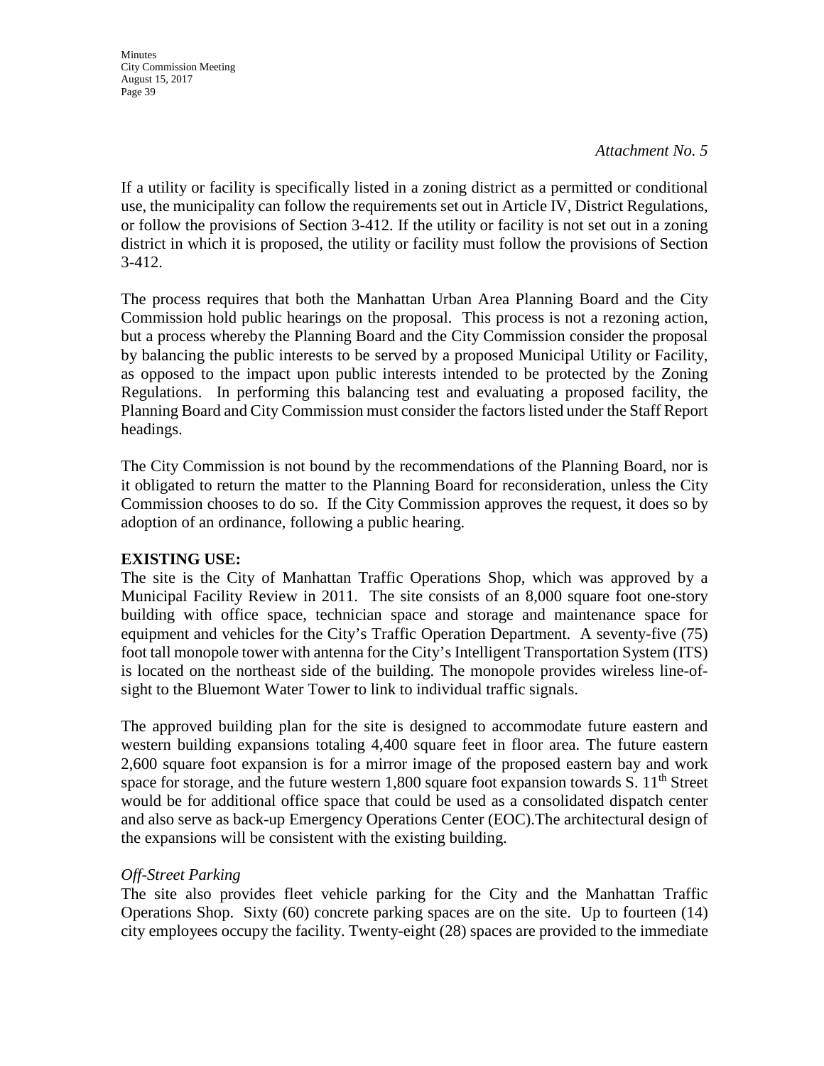*Attachment No. 5*

If a utility or facility is specifically listed in a zoning district as a permitted or conditional use, the municipality can follow the requirements set out in Article IV, District Regulations, or follow the provisions of Section 3-412. If the utility or facility is not set out in a zoning district in which it is proposed, the utility or facility must follow the provisions of Section 3-412.

The process requires that both the Manhattan Urban Area Planning Board and the City Commission hold public hearings on the proposal. This process is not a rezoning action, but a process whereby the Planning Board and the City Commission consider the proposal by balancing the public interests to be served by a proposed Municipal Utility or Facility, as opposed to the impact upon public interests intended to be protected by the Zoning Regulations. In performing this balancing test and evaluating a proposed facility, the Planning Board and City Commission must consider the factors listed under the Staff Report headings.

The City Commission is not bound by the recommendations of the Planning Board, nor is it obligated to return the matter to the Planning Board for reconsideration, unless the City Commission chooses to do so. If the City Commission approves the request, it does so by adoption of an ordinance, following a public hearing.

**EXISTING USE:**
The site is the City of Manhattan Traffic Operations Shop, which was approved by a Municipal Facility Review in 2011. The site consists of an 8,000 square foot one-story building with office space, technician space and storage and maintenance space for equipment and vehicles for the City's Traffic Operation Department. A seventy-five (75) foot tall monopole tower with antenna for the City's Intelligent Transportation System (ITS) is located on the northeast side of the building. The monopole provides wireless line-of-sight to the Bluemont Water Tower to link to individual traffic signals.

The approved building plan for the site is designed to accommodate future eastern and western building expansions totaling 4,400 square feet in floor area. The future eastern 2,600 square foot expansion is for a mirror image of the proposed eastern bay and work space for storage, and the future western 1,800 square foot expansion towards S. 11th Street would be for additional office space that could be used as a consolidated dispatch center and also serve as back-up Emergency Operations Center (EOC).The architectural design of the expansions will be consistent with the existing building.

*Off-Street Parking*
The site also provides fleet vehicle parking for the City and the Manhattan Traffic Operations Shop. Sixty (60) concrete parking spaces are on the site. Up to fourteen (14) city employees occupy the facility. Twenty-eight (28) spaces are provided to the immediate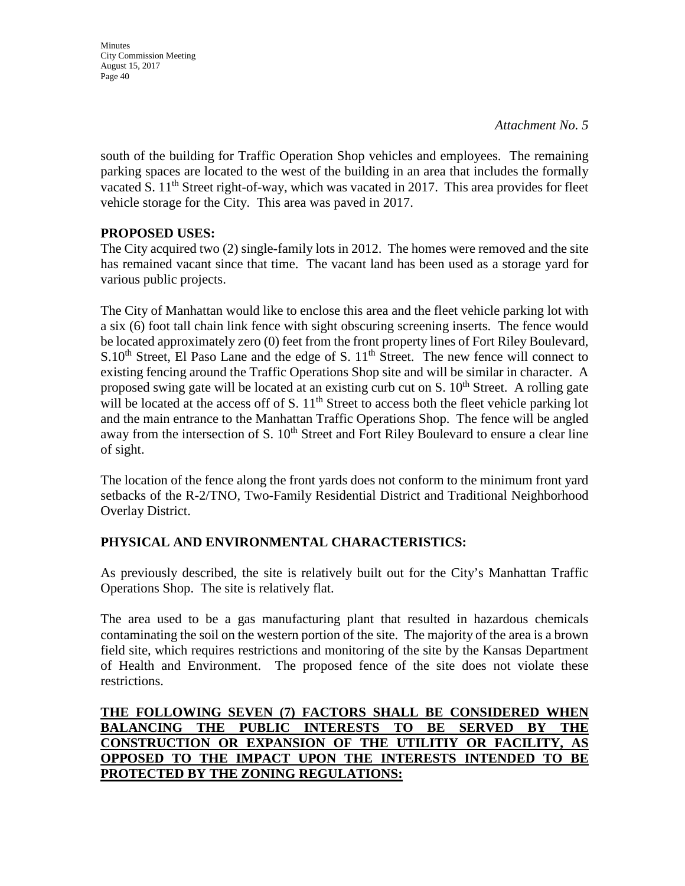*Attachment No. 5*

south of the building for Traffic Operation Shop vehicles and employees. The remaining parking spaces are located to the west of the building in an area that includes the formally vacated S. 11th Street right-of-way, which was vacated in 2017. This area provides for fleet vehicle storage for the City. This area was paved in 2017.

**PROPOSED USES:**

The City acquired two (2) single-family lots in 2012. The homes were removed and the site has remained vacant since that time. The vacant land has been used as a storage yard for various public projects.

The City of Manhattan would like to enclose this area and the fleet vehicle parking lot with a six (6) foot tall chain link fence with sight obscuring screening inserts. The fence would be located approximately zero (0) feet from the front property lines of Fort Riley Boulevard, S.10th Street, El Paso Lane and the edge of S. 11th Street. The new fence will connect to existing fencing around the Traffic Operations Shop site and will be similar in character. A proposed swing gate will be located at an existing curb cut on S. 10th Street. A rolling gate will be located at the access off of S. 11th Street to access both the fleet vehicle parking lot and the main entrance to the Manhattan Traffic Operations Shop. The fence will be angled away from the intersection of S. 10th Street and Fort Riley Boulevard to ensure a clear line of sight.

The location of the fence along the front yards does not conform to the minimum front yard setbacks of the R-2/TNO, Two-Family Residential District and Traditional Neighborhood Overlay District.

**PHYSICAL AND ENVIRONMENTAL CHARACTERISTICS:**

As previously described, the site is relatively built out for the City's Manhattan Traffic Operations Shop. The site is relatively flat.

The area used to be a gas manufacturing plant that resulted in hazardous chemicals contaminating the soil on the western portion of the site. The majority of the area is a brown field site, which requires restrictions and monitoring of the site by the Kansas Department of Health and Environment. The proposed fence of the site does not violate these restrictions.

**THE FOLLOWING SEVEN (7) FACTORS SHALL BE CONSIDERED WHEN BALANCING THE PUBLIC INTERESTS TO BE SERVED BY THE CONSTRUCTION OR EXPANSION OF THE UTILITIY OR FACILITY, AS OPPOSED TO THE IMPACT UPON THE INTERESTS INTENDED TO BE PROTECTED BY THE ZONING REGULATIONS:**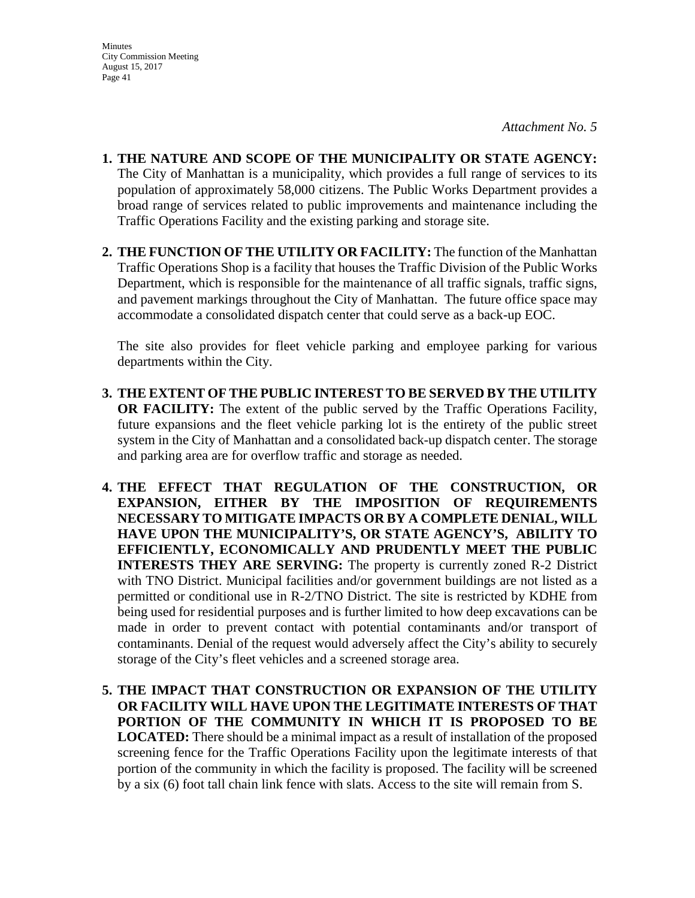*Attachment No. 5*

1. **THE NATURE AND SCOPE OF THE MUNICIPALITY OR STATE AGENCY:** The City of Manhattan is a municipality, which provides a full range of services to its population of approximately 58,000 citizens. The Public Works Department provides a broad range of services related to public improvements and maintenance including the Traffic Operations Facility and the existing parking and storage site.

2. **THE FUNCTION OF THE UTILITY OR FACILITY:** The function of the Manhattan Traffic Operations Shop is a facility that houses the Traffic Division of the Public Works Department, which is responsible for the maintenance of all traffic signals, traffic signs, and pavement markings throughout the City of Manhattan. The future office space may accommodate a consolidated dispatch center that could serve as a back-up EOC.

   The site also provides for fleet vehicle parking and employee parking for various departments within the City.

3. **THE EXTENT OF THE PUBLIC INTEREST TO BE SERVED BY THE UTILITY OR FACILITY:** The extent of the public served by the Traffic Operations Facility, future expansions and the fleet vehicle parking lot is the entirety of the public street system in the City of Manhattan and a consolidated back-up dispatch center. The storage and parking area are for overflow traffic and storage as needed.

4. **THE EFFECT THAT REGULATION OF THE CONSTRUCTION, OR EXPANSION, EITHER BY THE IMPOSITION OF REQUIREMENTS NECESSARY TO MITIGATE IMPACTS OR BY A COMPLETE DENIAL, WILL HAVE UPON THE MUNICIPALITY'S, OR STATE AGENCY'S, ABILITY TO EFFICIENTLY, ECONOMICALLY AND PRUDENTLY MEET THE PUBLIC INTERESTS THEY ARE SERVING:** The property is currently zoned R-2 District with TNO District. Municipal facilities and/or government buildings are not listed as a permitted or conditional use in R-2/TNO District. The site is restricted by KDHE from being used for residential purposes and is further limited to how deep excavations can be made in order to prevent contact with potential contaminants and/or transport of contaminants. Denial of the request would adversely affect the City's ability to securely storage of the City's fleet vehicles and a screened storage area.

5. **THE IMPACT THAT CONSTRUCTION OR EXPANSION OF THE UTILITY OR FACILITY WILL HAVE UPON THE LEGITIMATE INTERESTS OF THAT PORTION OF THE COMMUNITY IN WHICH IT IS PROPOSED TO BE LOCATED:** There should be a minimal impact as a result of installation of the proposed screening fence for the Traffic Operations Facility upon the legitimate interests of that portion of the community in which the facility is proposed. The facility will be screened by a six (6) foot tall chain link fence with slats. Access to the site will remain from S.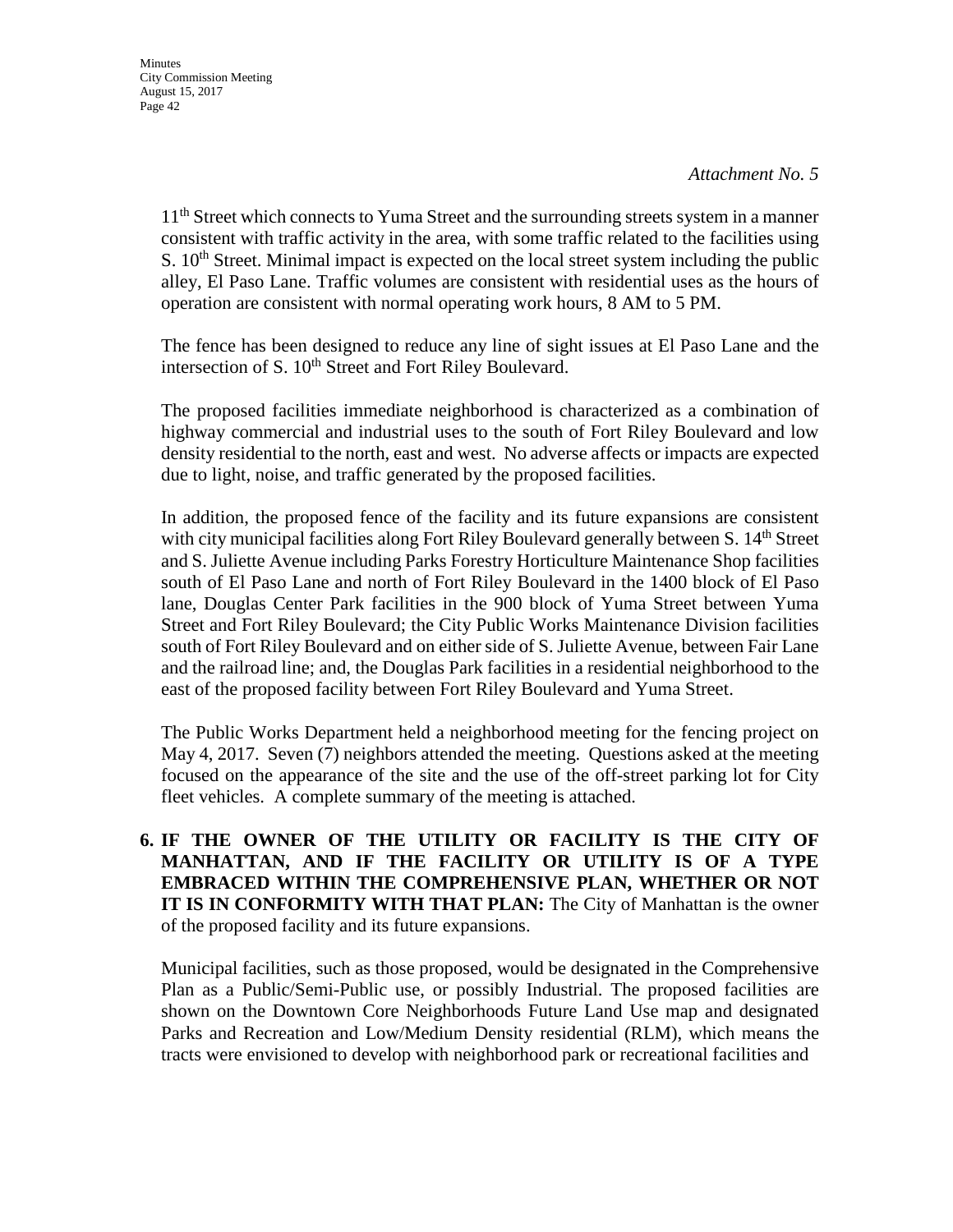*Attachment No. 5*

11th Street which connects to Yuma Street and the surrounding streets system in a manner consistent with traffic activity in the area, with some traffic related to the facilities using S. 10th Street. Minimal impact is expected on the local street system including the public alley, El Paso Lane. Traffic volumes are consistent with residential uses as the hours of operation are consistent with normal operating work hours, 8 AM to 5 PM.

The fence has been designed to reduce any line of sight issues at El Paso Lane and the intersection of S. 10th Street and Fort Riley Boulevard.

The proposed facilities immediate neighborhood is characterized as a combination of highway commercial and industrial uses to the south of Fort Riley Boulevard and low density residential to the north, east and west. No adverse affects or impacts are expected due to light, noise, and traffic generated by the proposed facilities.

In addition, the proposed fence of the facility and its future expansions are consistent with city municipal facilities along Fort Riley Boulevard generally between S. 14th Street and S. Juliette Avenue including Parks Forestry Horticulture Maintenance Shop facilities south of El Paso Lane and north of Fort Riley Boulevard in the 1400 block of El Paso lane, Douglas Center Park facilities in the 900 block of Yuma Street between Yuma Street and Fort Riley Boulevard; the City Public Works Maintenance Division facilities south of Fort Riley Boulevard and on either side of S. Juliette Avenue, between Fair Lane and the railroad line; and, the Douglas Park facilities in a residential neighborhood to the east of the proposed facility between Fort Riley Boulevard and Yuma Street.

The Public Works Department held a neighborhood meeting for the fencing project on May 4, 2017. Seven (7) neighbors attended the meeting. Questions asked at the meeting focused on the appearance of the site and the use of the off-street parking lot for City fleet vehicles. A complete summary of the meeting is attached.

**6. IF THE OWNER OF THE UTILITY OR FACILITY IS THE CITY OF MANHATTAN, AND IF THE FACILITY OR UTILITY IS OF A TYPE EMBRACED WITHIN THE COMPREHENSIVE PLAN, WHETHER OR NOT IT IS IN CONFORMITY WITH THAT PLAN:** The City of Manhattan is the owner of the proposed facility and its future expansions.

Municipal facilities, such as those proposed, would be designated in the Comprehensive Plan as a Public/Semi-Public use, or possibly Industrial. The proposed facilities are shown on the Downtown Core Neighborhoods Future Land Use map and designated Parks and Recreation and Low/Medium Density residential (RLM), which means the tracts were envisioned to develop with neighborhood park or recreational facilities and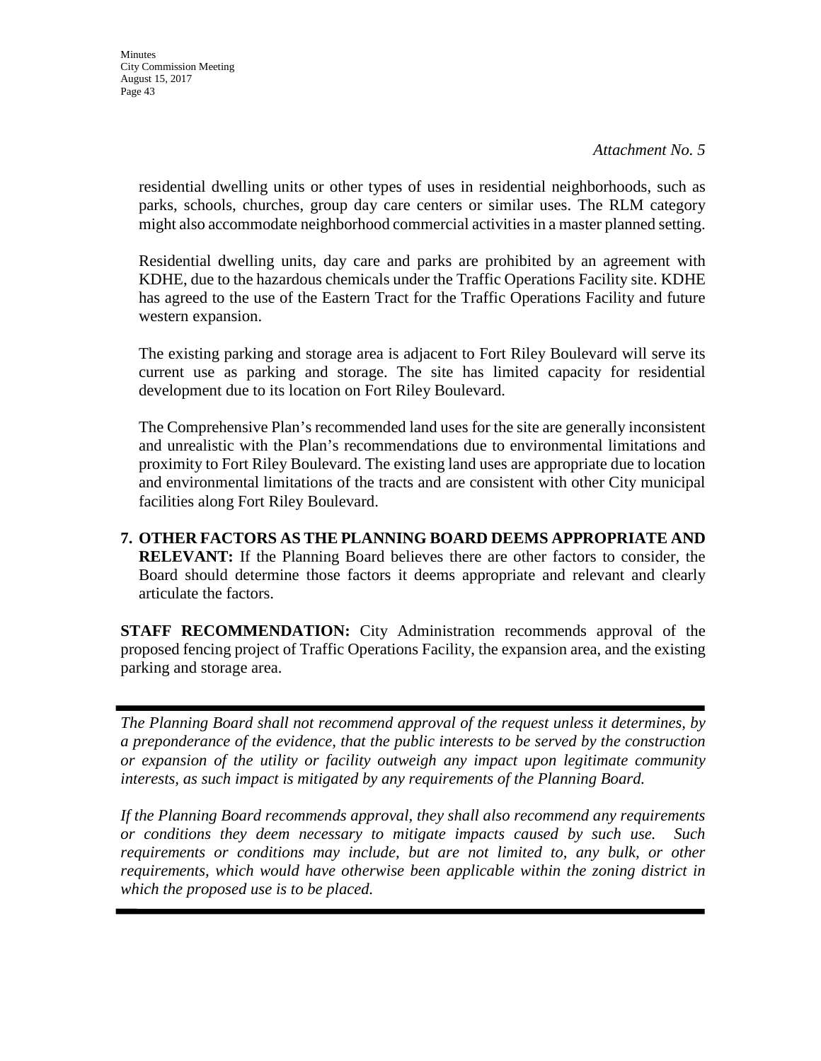*Attachment No. 5*

residential dwelling units or other types of uses in residential neighborhoods, such as parks, schools, churches, group day care centers or similar uses. The RLM category might also accommodate neighborhood commercial activities in a master planned setting.

Residential dwelling units, day care and parks are prohibited by an agreement with KDHE, due to the hazardous chemicals under the Traffic Operations Facility site. KDHE has agreed to the use of the Eastern Tract for the Traffic Operations Facility and future western expansion.

The existing parking and storage area is adjacent to Fort Riley Boulevard will serve its current use as parking and storage. The site has limited capacity for residential development due to its location on Fort Riley Boulevard.

The Comprehensive Plan's recommended land uses for the site are generally inconsistent and unrealistic with the Plan's recommendations due to environmental limitations and proximity to Fort Riley Boulevard. The existing land uses are appropriate due to location and environmental limitations of the tracts and are consistent with other City municipal facilities along Fort Riley Boulevard.

7. **OTHER FACTORS AS THE PLANNING BOARD DEEMS APPROPRIATE AND RELEVANT:** If the Planning Board believes there are other factors to consider, the Board should determine those factors it deems appropriate and relevant and clearly articulate the factors.

**STAFF RECOMMENDATION:** City Administration recommends approval of the proposed fencing project of Traffic Operations Facility, the expansion area, and the existing parking and storage area.

---

*The Planning Board shall not recommend approval of the request unless it determines, by a preponderance of the evidence, that the public interests to be served by the construction or expansion of the utility or facility outweigh any impact upon legitimate community interests, as such impact is mitigated by any requirements of the Planning Board.*

*If the Planning Board recommends approval, they shall also recommend any requirements or conditions they deem necessary to mitigate impacts caused by such use. Such requirements or conditions may include, but are not limited to, any bulk, or other requirements, which would have otherwise been applicable within the zoning district in which the proposed use is to be placed.*

---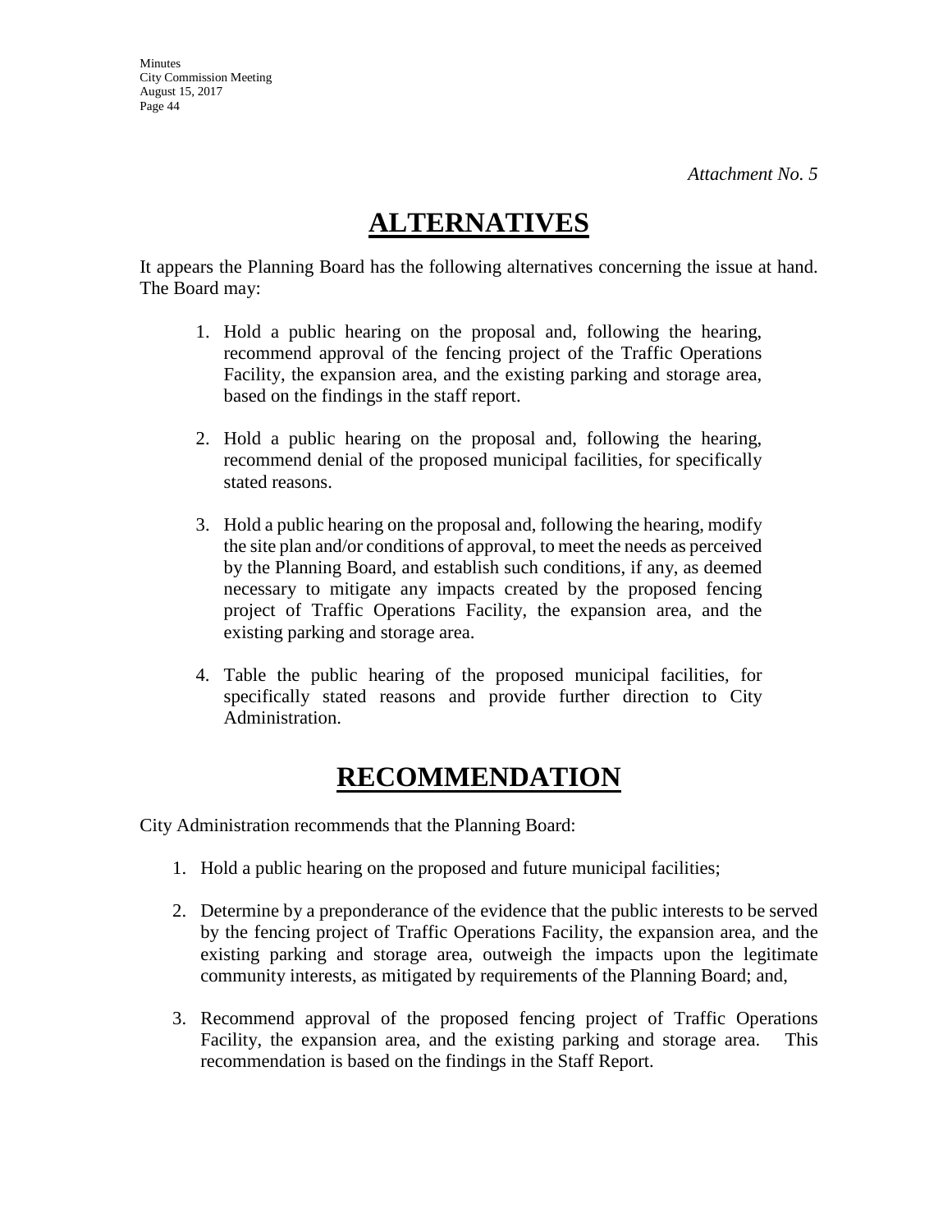*Attachment No. 5*

# ALTERNATIVES

It appears the Planning Board has the following alternatives concerning the issue at hand. The Board may:

1. Hold a public hearing on the proposal and, following the hearing, recommend approval of the fencing project of the Traffic Operations Facility, the expansion area, and the existing parking and storage area, based on the findings in the staff report.

2. Hold a public hearing on the proposal and, following the hearing, recommend denial of the proposed municipal facilities, for specifically stated reasons.

3. Hold a public hearing on the proposal and, following the hearing, modify the site plan and/or conditions of approval, to meet the needs as perceived by the Planning Board, and establish such conditions, if any, as deemed necessary to mitigate any impacts created by the proposed fencing project of Traffic Operations Facility, the expansion area, and the existing parking and storage area.

4. Table the public hearing of the proposed municipal facilities, for specifically stated reasons and provide further direction to City Administration.

# RECOMMENDATION

City Administration recommends that the Planning Board:

1. Hold a public hearing on the proposed and future municipal facilities;

2. Determine by a preponderance of the evidence that the public interests to be served by the fencing project of Traffic Operations Facility, the expansion area, and the existing parking and storage area, outweigh the impacts upon the legitimate community interests, as mitigated by requirements of the Planning Board; and,

3. Recommend approval of the proposed fencing project of Traffic Operations Facility, the expansion area, and the existing parking and storage area. This recommendation is based on the findings in the Staff Report.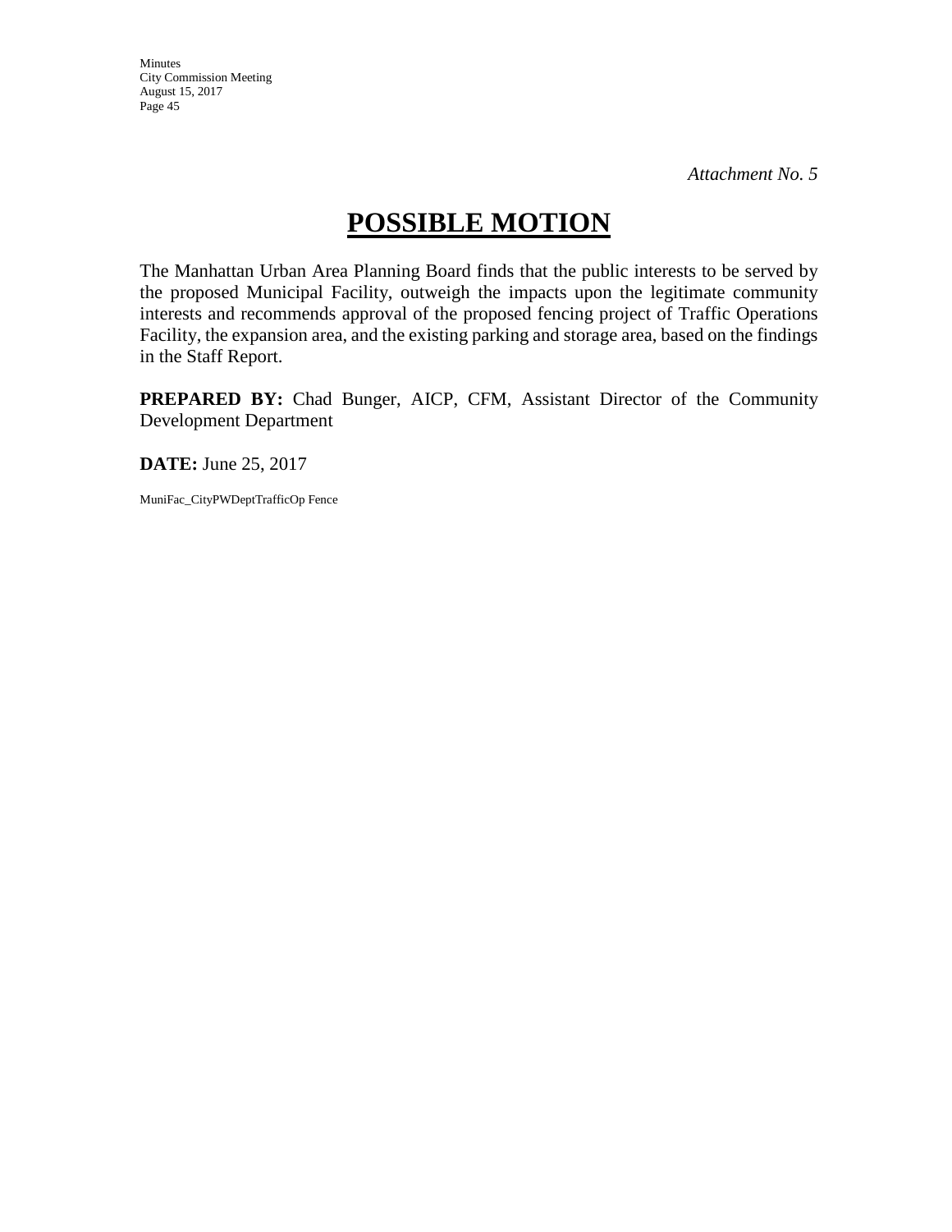*Attachment No. 5*

# POSSIBLE MOTION

The Manhattan Urban Area Planning Board finds that the public interests to be served by the proposed Municipal Facility, outweigh the impacts upon the legitimate community interests and recommends approval of the proposed fencing project of Traffic Operations Facility, the expansion area, and the existing parking and storage area, based on the findings in the Staff Report.

**PREPARED BY:** Chad Bunger, AICP, CFM, Assistant Director of the Community Development Department

**DATE:** June 25, 2017

MuniFac_CityPWDeptTrafficOp Fence